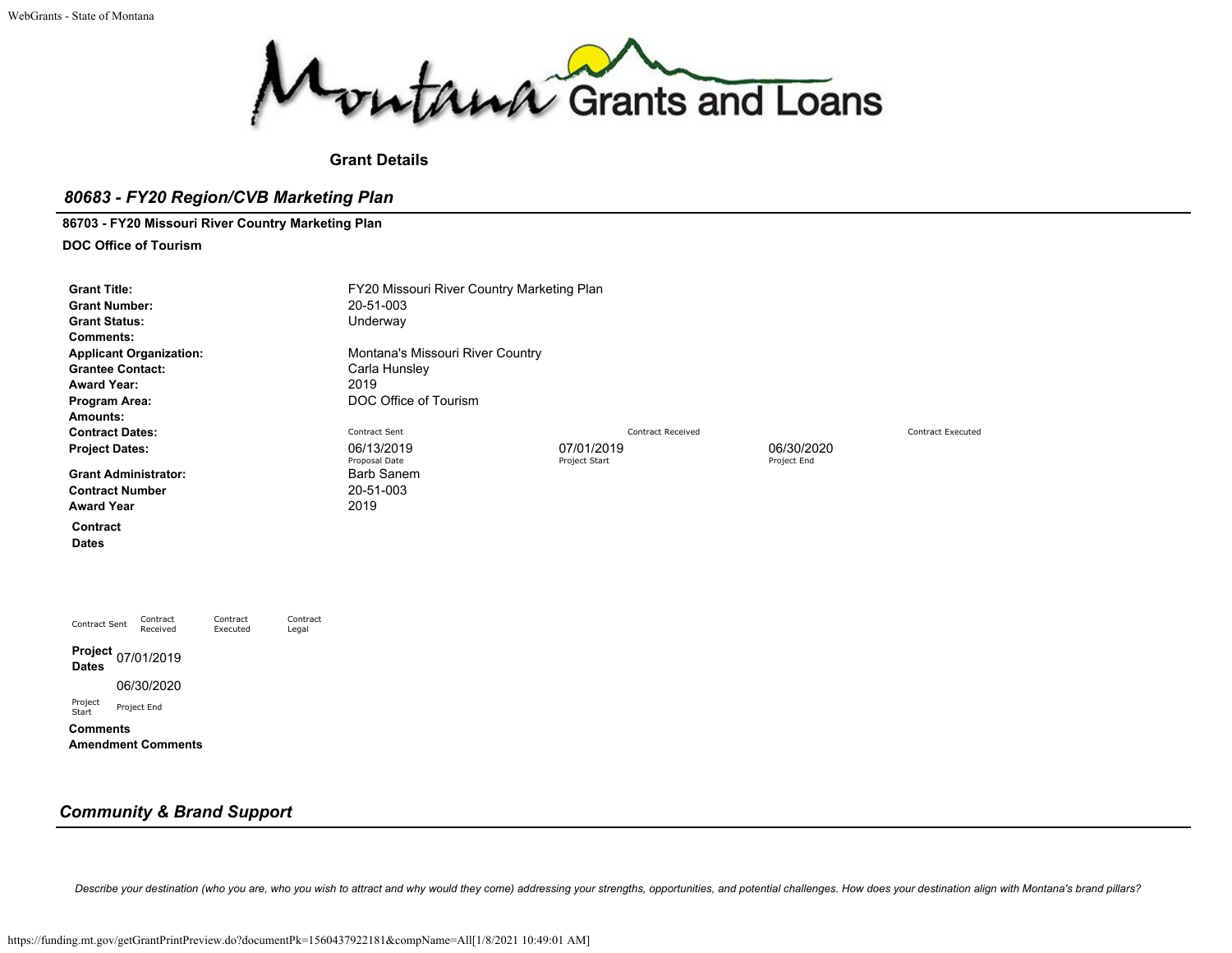Montana Grants and Loans

**Grant Details**

## *80683 - FY20 Region/CVB Marketing Plan*

**86703 - FY20 Missouri River Country Marketing Plan**

**DOC Office of Tourism**

| | |
|---|---|
| **Grant Title:** | FY20 Missouri River Country Marketing Plan |
| **Grant Number:** | 20-51-003 |
| **Grant Status:** | Underway |
| **Comments:** | |
| **Applicant Organization:** | Montana's Missouri River Country |
| **Grantee Contact:** | Carla Hunsley |
| **Award Year:** | 2019 |
| **Program Area:** | DOC Office of Tourism |
| **Amounts:** | |
| **Contract Dates:** | Contract Sent / Contract Received / Contract Executed |
| **Project Dates:** | 06/13/2019 (Proposal Date) / 07/01/2019 (Project Start) / 06/30/2020 (Project End) |
| **Grant Administrator:** | Barb Sanem |
| **Contract Number** | 20-51-003 |
| **Award Year** | 2019 |

**Contract Dates**

| Contract Sent | Contract Received | Contract Executed | Contract Legal |
|---|---|---|---|
| | | | |

**Project Dates**

| Project Start | Project End |
|---|---|
| 07/01/2019 | 06/30/2020 |

**Comments**

**Amendment Comments**

## *Community & Brand Support*

*Describe your destination (who you are, who you wish to attract and why would they come) addressing your strengths, opportunities, and potential challenges. How does your destination align with Montana's brand pillars?*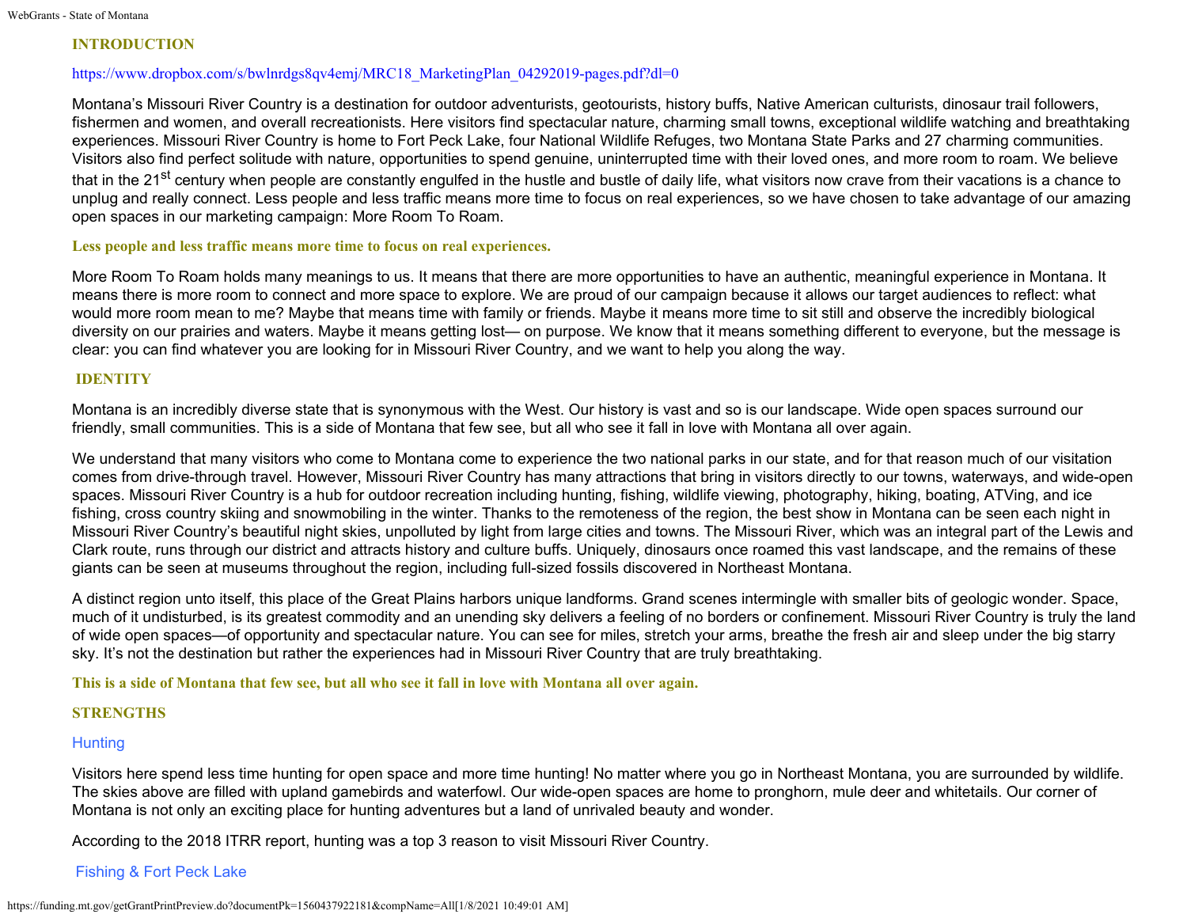## INTRODUCTION

https://www.dropbox.com/s/bwlnrdgs8qv4emj/MRC18_MarketingPlan_04292019-pages.pdf?dl=0

Montana's Missouri River Country is a destination for outdoor adventurists, geotourists, history buffs, Native American culturists, dinosaur trail followers, fishermen and women, and overall recreationists. Here visitors find spectacular nature, charming small towns, exceptional wildlife watching and breathtaking experiences. Missouri River Country is home to Fort Peck Lake, four National Wildlife Refuges, two Montana State Parks and 27 charming communities. Visitors also find perfect solitude with nature, opportunities to spend genuine, uninterrupted time with their loved ones, and more room to roam. We believe that in the 21st century when people are constantly engulfed in the hustle and bustle of daily life, what visitors now crave from their vacations is a chance to unplug and really connect. Less people and less traffic means more time to focus on real experiences, so we have chosen to take advantage of our amazing open spaces in our marketing campaign: More Room To Roam.

**Less people and less traffic means more time to focus on real experiences.**

More Room To Roam holds many meanings to us. It means that there are more opportunities to have an authentic, meaningful experience in Montana. It means there is more room to connect and more space to explore. We are proud of our campaign because it allows our target audiences to reflect: what would more room mean to me? Maybe that means time with family or friends. Maybe it means more time to sit still and observe the incredibly biological diversity on our prairies and waters. Maybe it means getting lost— on purpose. We know that it means something different to everyone, but the message is clear: you can find whatever you are looking for in Missouri River Country, and we want to help you along the way.

## IDENTITY

Montana is an incredibly diverse state that is synonymous with the West. Our history is vast and so is our landscape. Wide open spaces surround our friendly, small communities. This is a side of Montana that few see, but all who see it fall in love with Montana all over again.

We understand that many visitors who come to Montana come to experience the two national parks in our state, and for that reason much of our visitation comes from drive-through travel. However, Missouri River Country has many attractions that bring in visitors directly to our towns, waterways, and wide-open spaces. Missouri River Country is a hub for outdoor recreation including hunting, fishing, wildlife viewing, photography, hiking, boating, ATVing, and ice fishing, cross country skiing and snowmobiling in the winter. Thanks to the remoteness of the region, the best show in Montana can be seen each night in Missouri River Country's beautiful night skies, unpolluted by light from large cities and towns. The Missouri River, which was an integral part of the Lewis and Clark route, runs through our district and attracts history and culture buffs. Uniquely, dinosaurs once roamed this vast landscape, and the remains of these giants can be seen at museums throughout the region, including full-sized fossils discovered in Northeast Montana.

A distinct region unto itself, this place of the Great Plains harbors unique landforms. Grand scenes intermingle with smaller bits of geologic wonder. Space, much of it undisturbed, is its greatest commodity and an unending sky delivers a feeling of no borders or confinement. Missouri River Country is truly the land of wide open spaces—of opportunity and spectacular nature. You can see for miles, stretch your arms, breathe the fresh air and sleep under the big starry sky. It's not the destination but rather the experiences had in Missouri River Country that are truly breathtaking.

**This is a side of Montana that few see, but all who see it fall in love with Montana all over again.**

## STRENGTHS

### Hunting

Visitors here spend less time hunting for open space and more time hunting! No matter where you go in Northeast Montana, you are surrounded by wildlife. The skies above are filled with upland gamebirds and waterfowl. Our wide-open spaces are home to pronghorn, mule deer and whitetails. Our corner of Montana is not only an exciting place for hunting adventures but a land of unrivaled beauty and wonder.

According to the 2018 ITRR report, hunting was a top 3 reason to visit Missouri River Country.

### Fishing & Fort Peck Lake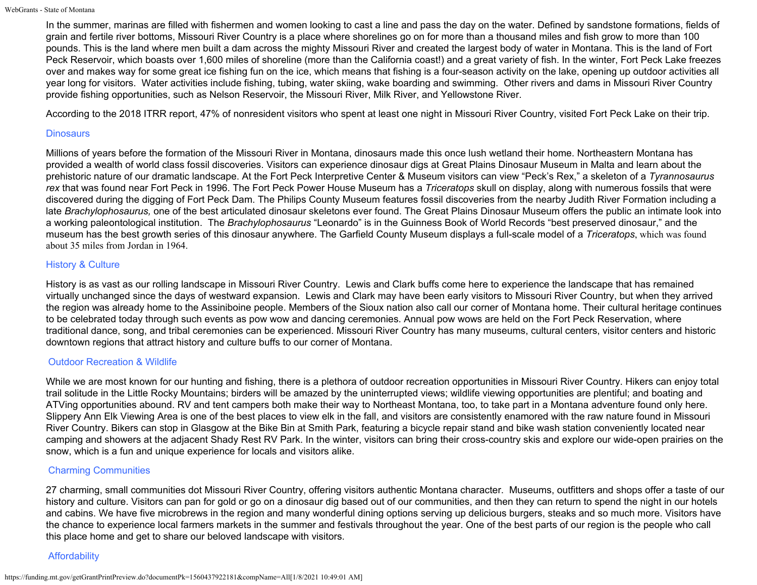In the summer, marinas are filled with fishermen and women looking to cast a line and pass the day on the water. Defined by sandstone formations, fields of grain and fertile river bottoms, Missouri River Country is a place where shorelines go on for more than a thousand miles and fish grow to more than 100 pounds. This is the land where men built a dam across the mighty Missouri River and created the largest body of water in Montana. This is the land of Fort Peck Reservoir, which boasts over 1,600 miles of shoreline (more than the California coast!) and a great variety of fish. In the winter, Fort Peck Lake freezes over and makes way for some great ice fishing fun on the ice, which means that fishing is a four-season activity on the lake, opening up outdoor activities all year long for visitors. Water activities include fishing, tubing, water skiing, wake boarding and swimming. Other rivers and dams in Missouri River Country provide fishing opportunities, such as Nelson Reservoir, the Missouri River, Milk River, and Yellowstone River.

According to the 2018 ITRR report, 47% of nonresident visitors who spent at least one night in Missouri River Country, visited Fort Peck Lake on their trip.

### Dinosaurs

Millions of years before the formation of the Missouri River in Montana, dinosaurs made this once lush wetland their home. Northeastern Montana has provided a wealth of world class fossil discoveries. Visitors can experience dinosaur digs at Great Plains Dinosaur Museum in Malta and learn about the prehistoric nature of our dramatic landscape. At the Fort Peck Interpretive Center & Museum visitors can view "Peck's Rex," a skeleton of a *Tyrannosaurus rex* that was found near Fort Peck in 1996. The Fort Peck Power House Museum has a *Triceratops* skull on display, along with numerous fossils that were discovered during the digging of Fort Peck Dam. The Philips County Museum features fossil discoveries from the nearby Judith River Formation including a late *Brachylophosaurus,* one of the best articulated dinosaur skeletons ever found. The Great Plains Dinosaur Museum offers the public an intimate look into a working paleontological institution. The *Brachylophosaurus* "Leonardo" is in the Guinness Book of World Records "best preserved dinosaur," and the museum has the best growth series of this dinosaur anywhere. The Garfield County Museum displays a full-scale model of a *Triceratops*, which was found about 35 miles from Jordan in 1964.

### History & Culture

History is as vast as our rolling landscape in Missouri River Country. Lewis and Clark buffs come here to experience the landscape that has remained virtually unchanged since the days of westward expansion. Lewis and Clark may have been early visitors to Missouri River Country, but when they arrived the region was already home to the Assiniboine people. Members of the Sioux nation also call our corner of Montana home. Their cultural heritage continues to be celebrated today through such events as pow wow and dancing ceremonies. Annual pow wows are held on the Fort Peck Reservation, where traditional dance, song, and tribal ceremonies can be experienced. Missouri River Country has many museums, cultural centers, visitor centers and historic downtown regions that attract history and culture buffs to our corner of Montana.

### Outdoor Recreation & Wildlife

While we are most known for our hunting and fishing, there is a plethora of outdoor recreation opportunities in Missouri River Country. Hikers can enjoy total trail solitude in the Little Rocky Mountains; birders will be amazed by the uninterrupted views; wildlife viewing opportunities are plentiful; and boating and ATVing opportunities abound. RV and tent campers both make their way to Northeast Montana, too, to take part in a Montana adventure found only here. Slippery Ann Elk Viewing Area is one of the best places to view elk in the fall, and visitors are consistently enamored with the raw nature found in Missouri River Country. Bikers can stop in Glasgow at the Bike Bin at Smith Park, featuring a bicycle repair stand and bike wash station conveniently located near camping and showers at the adjacent Shady Rest RV Park. In the winter, visitors can bring their cross-country skis and explore our wide-open prairies on the snow, which is a fun and unique experience for locals and visitors alike.

### Charming Communities

27 charming, small communities dot Missouri River Country, offering visitors authentic Montana character. Museums, outfitters and shops offer a taste of our history and culture. Visitors can pan for gold or go on a dinosaur dig based out of our communities, and then they can return to spend the night in our hotels and cabins. We have five microbrews in the region and many wonderful dining options serving up delicious burgers, steaks and so much more. Visitors have the chance to experience local farmers markets in the summer and festivals throughout the year. One of the best parts of our region is the people who call this place home and get to share our beloved landscape with visitors.

### Affordability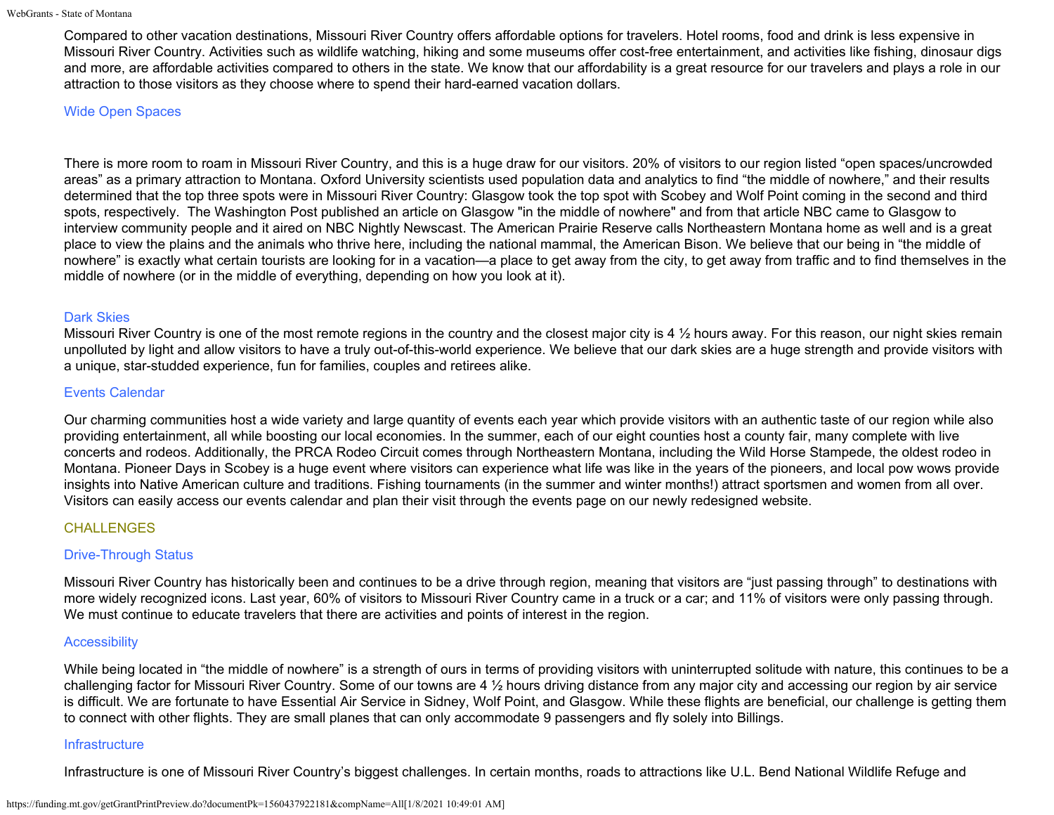Compared to other vacation destinations, Missouri River Country offers affordable options for travelers. Hotel rooms, food and drink is less expensive in Missouri River Country. Activities such as wildlife watching, hiking and some museums offer cost-free entertainment, and activities like fishing, dinosaur digs and more, are affordable activities compared to others in the state. We know that our affordability is a great resource for our travelers and plays a role in our attraction to those visitors as they choose where to spend their hard-earned vacation dollars.

### Wide Open Spaces

There is more room to roam in Missouri River Country, and this is a huge draw for our visitors. 20% of visitors to our region listed "open spaces/uncrowded areas" as a primary attraction to Montana. Oxford University scientists used population data and analytics to find "the middle of nowhere," and their results determined that the top three spots were in Missouri River Country: Glasgow took the top spot with Scobey and Wolf Point coming in the second and third spots, respectively. The Washington Post published an article on Glasgow "in the middle of nowhere" and from that article NBC came to Glasgow to interview community people and it aired on NBC Nightly Newscast. The American Prairie Reserve calls Northeastern Montana home as well and is a great place to view the plains and the animals who thrive here, including the national mammal, the American Bison. We believe that our being in "the middle of nowhere" is exactly what certain tourists are looking for in a vacation—a place to get away from the city, to get away from traffic and to find themselves in the middle of nowhere (or in the middle of everything, depending on how you look at it).

### Dark Skies

Missouri River Country is one of the most remote regions in the country and the closest major city is 4 ½ hours away. For this reason, our night skies remain unpolluted by light and allow visitors to have a truly out-of-this-world experience. We believe that our dark skies are a huge strength and provide visitors with a unique, star-studded experience, fun for families, couples and retirees alike.

### Events Calendar

Our charming communities host a wide variety and large quantity of events each year which provide visitors with an authentic taste of our region while also providing entertainment, all while boosting our local economies. In the summer, each of our eight counties host a county fair, many complete with live concerts and rodeos. Additionally, the PRCA Rodeo Circuit comes through Northeastern Montana, including the Wild Horse Stampede, the oldest rodeo in Montana. Pioneer Days in Scobey is a huge event where visitors can experience what life was like in the years of the pioneers, and local pow wows provide insights into Native American culture and traditions. Fishing tournaments (in the summer and winter months!) attract sportsmen and women from all over. Visitors can easily access our events calendar and plan their visit through the events page on our newly redesigned website.

## CHALLENGES

### Drive-Through Status

Missouri River Country has historically been and continues to be a drive through region, meaning that visitors are "just passing through" to destinations with more widely recognized icons. Last year, 60% of visitors to Missouri River Country came in a truck or a car; and 11% of visitors were only passing through. We must continue to educate travelers that there are activities and points of interest in the region.

### Accessibility

While being located in "the middle of nowhere" is a strength of ours in terms of providing visitors with uninterrupted solitude with nature, this continues to be a challenging factor for Missouri River Country. Some of our towns are 4 ½ hours driving distance from any major city and accessing our region by air service is difficult. We are fortunate to have Essential Air Service in Sidney, Wolf Point, and Glasgow. While these flights are beneficial, our challenge is getting them to connect with other flights. They are small planes that can only accommodate 9 passengers and fly solely into Billings.

### Infrastructure

Infrastructure is one of Missouri River Country's biggest challenges. In certain months, roads to attractions like U.L. Bend National Wildlife Refuge and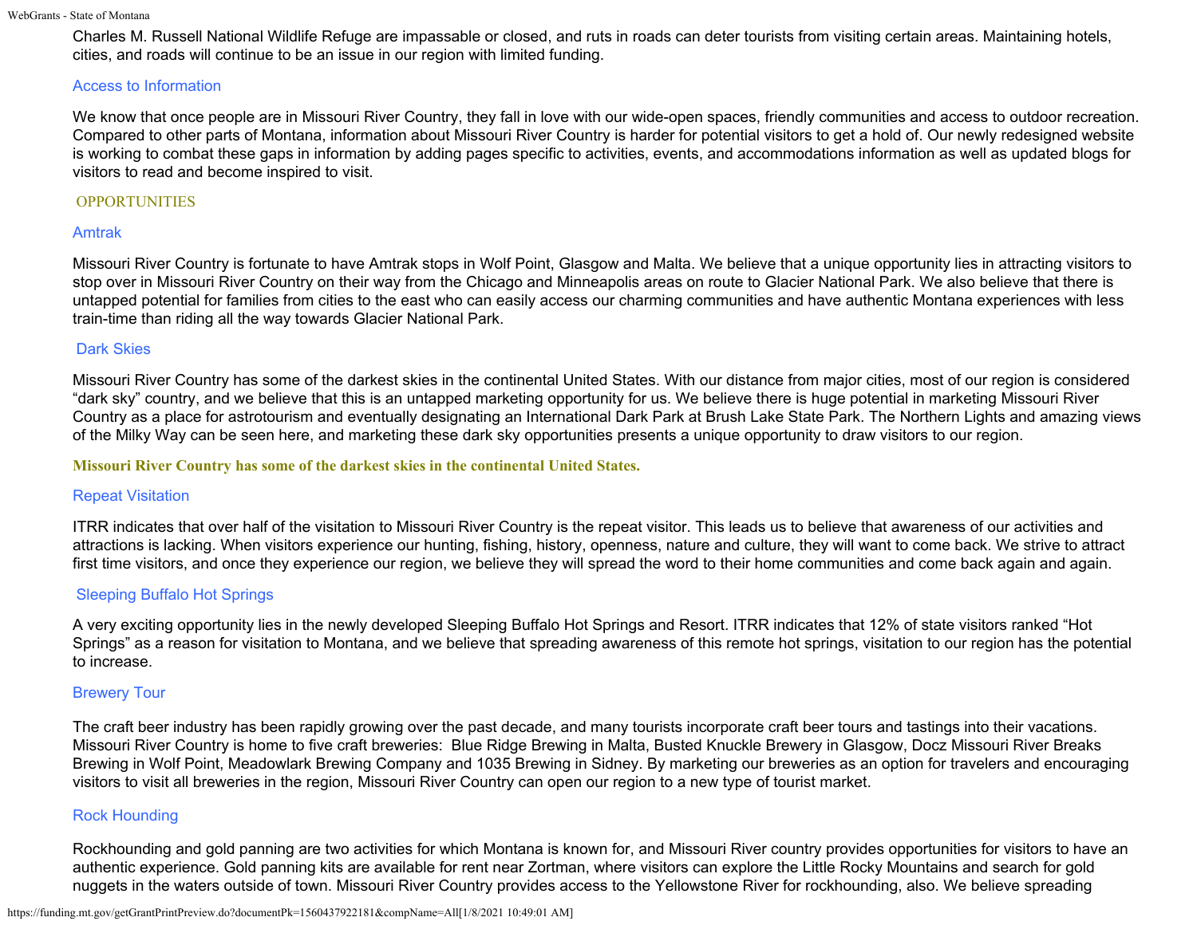Charles M. Russell National Wildlife Refuge are impassable or closed, and ruts in roads can deter tourists from visiting certain areas. Maintaining hotels, cities, and roads will continue to be an issue in our region with limited funding.

### Access to Information

We know that once people are in Missouri River Country, they fall in love with our wide-open spaces, friendly communities and access to outdoor recreation. Compared to other parts of Montana, information about Missouri River Country is harder for potential visitors to get a hold of. Our newly redesigned website is working to combat these gaps in information by adding pages specific to activities, events, and accommodations information as well as updated blogs for visitors to read and become inspired to visit.

## OPPORTUNITIES

### Amtrak

Missouri River Country is fortunate to have Amtrak stops in Wolf Point, Glasgow and Malta. We believe that a unique opportunity lies in attracting visitors to stop over in Missouri River Country on their way from the Chicago and Minneapolis areas on route to Glacier National Park. We also believe that there is untapped potential for families from cities to the east who can easily access our charming communities and have authentic Montana experiences with less train-time than riding all the way towards Glacier National Park.

### Dark Skies

Missouri River Country has some of the darkest skies in the continental United States. With our distance from major cities, most of our region is considered "dark sky" country, and we believe that this is an untapped marketing opportunity for us. We believe there is huge potential in marketing Missouri River Country as a place for astrotourism and eventually designating an International Dark Park at Brush Lake State Park. The Northern Lights and amazing views of the Milky Way can be seen here, and marketing these dark sky opportunities presents a unique opportunity to draw visitors to our region.

**Missouri River Country has some of the darkest skies in the continental United States.**

### Repeat Visitation

ITRR indicates that over half of the visitation to Missouri River Country is the repeat visitor. This leads us to believe that awareness of our activities and attractions is lacking. When visitors experience our hunting, fishing, history, openness, nature and culture, they will want to come back. We strive to attract first time visitors, and once they experience our region, we believe they will spread the word to their home communities and come back again and again.

### Sleeping Buffalo Hot Springs

A very exciting opportunity lies in the newly developed Sleeping Buffalo Hot Springs and Resort. ITRR indicates that 12% of state visitors ranked "Hot Springs" as a reason for visitation to Montana, and we believe that spreading awareness of this remote hot springs, visitation to our region has the potential to increase.

### Brewery Tour

The craft beer industry has been rapidly growing over the past decade, and many tourists incorporate craft beer tours and tastings into their vacations. Missouri River Country is home to five craft breweries: Blue Ridge Brewing in Malta, Busted Knuckle Brewery in Glasgow, Docz Missouri River Breaks Brewing in Wolf Point, Meadowlark Brewing Company and 1035 Brewing in Sidney. By marketing our breweries as an option for travelers and encouraging visitors to visit all breweries in the region, Missouri River Country can open our region to a new type of tourist market.

### Rock Hounding

Rockhounding and gold panning are two activities for which Montana is known for, and Missouri River country provides opportunities for visitors to have an authentic experience. Gold panning kits are available for rent near Zortman, where visitors can explore the Little Rocky Mountains and search for gold nuggets in the waters outside of town. Missouri River Country provides access to the Yellowstone River for rockhounding, also. We believe spreading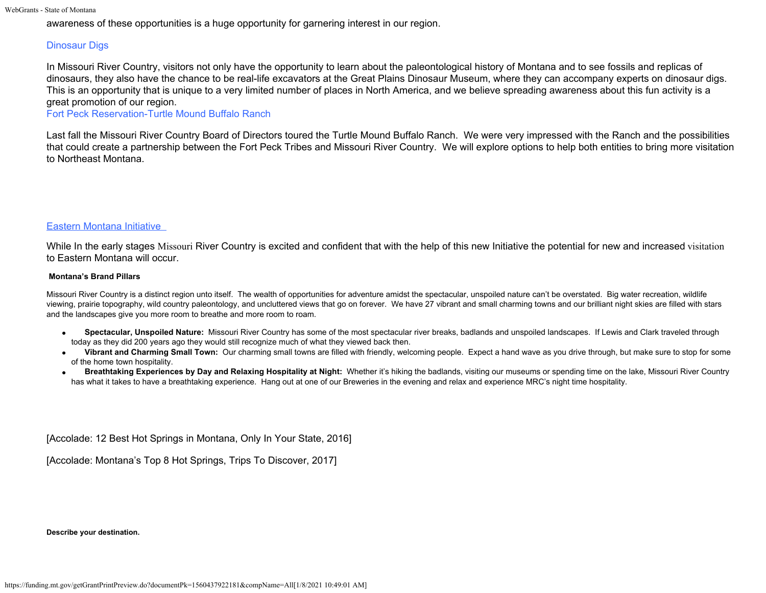awareness of these opportunities is a huge opportunity for garnering interest in our region.

Dinosaur Digs

In Missouri River Country, visitors not only have the opportunity to learn about the paleontological history of Montana and to see fossils and replicas of dinosaurs, they also have the chance to be real-life excavators at the Great Plains Dinosaur Museum, where they can accompany experts on dinosaur digs. This is an opportunity that is unique to a very limited number of places in North America, and we believe spreading awareness about this fun activity is a great promotion of our region.

Fort Peck Reservation-Turtle Mound Buffalo Ranch

Last fall the Missouri River Country Board of Directors toured the Turtle Mound Buffalo Ranch. We were very impressed with the Ranch and the possibilities that could create a partnership between the Fort Peck Tribes and Missouri River Country. We will explore options to help both entities to bring more visitation to Northeast Montana.

Eastern Montana Initiative

While In the early stages Missouri River Country is excited and confident that with the help of this new Initiative the potential for new and increased visitation to Eastern Montana will occur.

**Montana's Brand Pillars**

Missouri River Country is a distinct region unto itself. The wealth of opportunities for adventure amidst the spectacular, unspoiled nature can't be overstated. Big water recreation, wildlife viewing, prairie topography, wild country paleontology, and uncluttered views that go on forever. We have 27 vibrant and small charming towns and our brilliant night skies are filled with stars and the landscapes give you more room to breathe and more room to roam.

- **Spectacular, Unspoiled Nature:** Missouri River Country has some of the most spectacular river breaks, badlands and unspoiled landscapes. If Lewis and Clark traveled through today as they did 200 years ago they would still recognize much of what they viewed back then.
- **Vibrant and Charming Small Town:** Our charming small towns are filled with friendly, welcoming people. Expect a hand wave as you drive through, but make sure to stop for some of the home town hospitality.
- **Breathtaking Experiences by Day and Relaxing Hospitality at Night:** Whether it's hiking the badlands, visiting our museums or spending time on the lake, Missouri River Country has what it takes to have a breathtaking experience. Hang out at one of our Breweries in the evening and relax and experience MRC's night time hospitality.

[Accolade: 12 Best Hot Springs in Montana, Only In Your State, 2016]

[Accolade: Montana's Top 8 Hot Springs, Trips To Discover, 2017]

**Describe your destination.**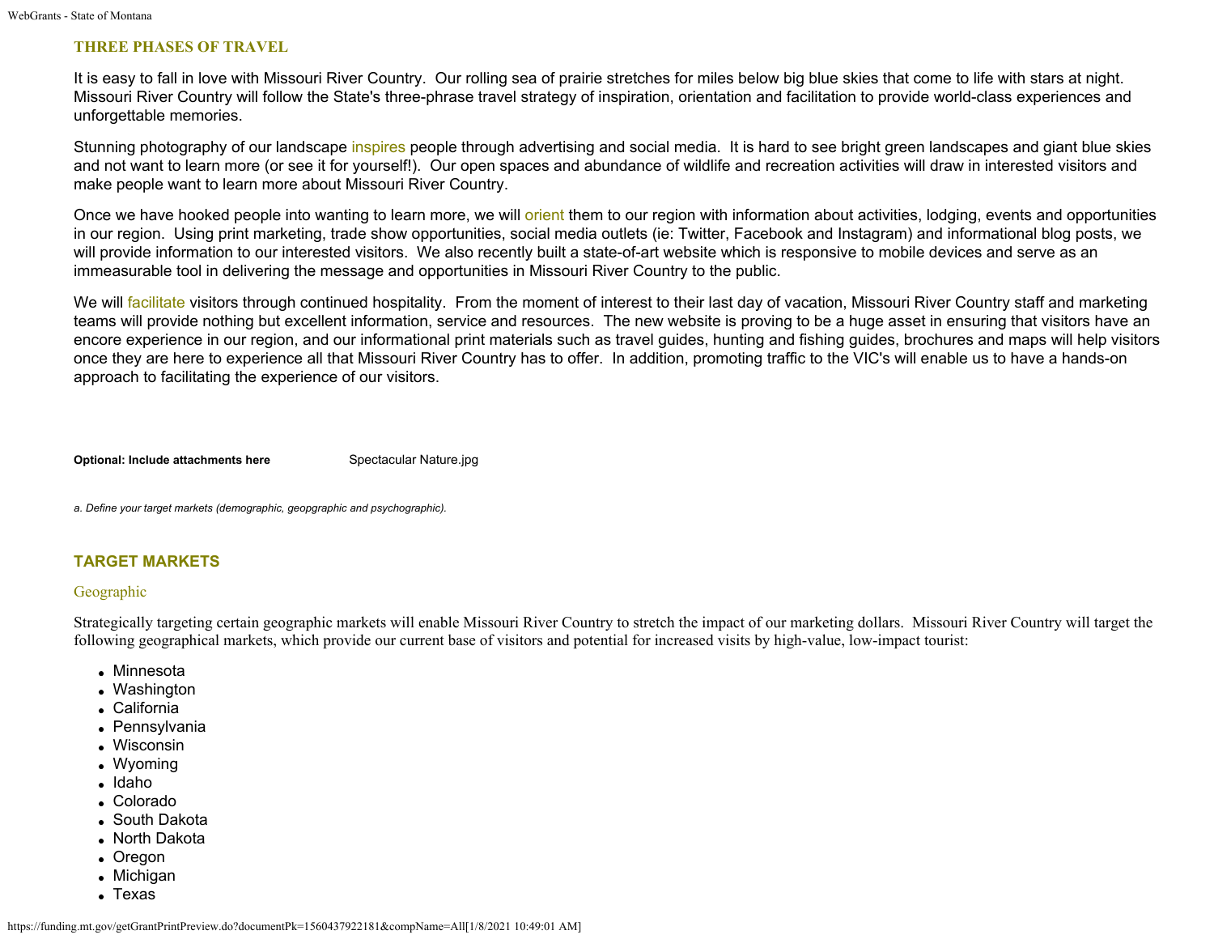## THREE PHASES OF TRAVEL

It is easy to fall in love with Missouri River Country.  Our rolling sea of prairie stretches for miles below big blue skies that come to life with stars at night.  Missouri River Country will follow the State's three-phrase travel strategy of inspiration, orientation and facilitation to provide world-class experiences and unforgettable memories.

Stunning photography of our landscape inspires people through advertising and social media.  It is hard to see bright green landscapes and giant blue skies and not want to learn more (or see it for yourself!).  Our open spaces and abundance of wildlife and recreation activities will draw in interested visitors and make people want to learn more about Missouri River Country.

Once we have hooked people into wanting to learn more, we will orient them to our region with information about activities, lodging, events and opportunities in our region.  Using print marketing, trade show opportunities, social media outlets (ie: Twitter, Facebook and Instagram) and informational blog posts, we will provide information to our interested visitors.  We also recently built a state-of-art website which is responsive to mobile devices and serve as an immeasurable tool in delivering the message and opportunities in Missouri River Country to the public.

We will facilitate visitors through continued hospitality.  From the moment of interest to their last day of vacation, Missouri River Country staff and marketing teams will provide nothing but excellent information, service and resources.  The new website is proving to be a huge asset in ensuring that visitors have an encore experience in our region, and our informational print materials such as travel guides, hunting and fishing guides, brochures and maps will help visitors once they are here to experience all that Missouri River Country has to offer.  In addition, promoting traffic to the VIC's will enable us to have a hands-on approach to facilitating the experience of our visitors.

**Optional: Include attachments here** Spectacular Nature.jpg

*a. Define your target markets (demographic, geopgraphic and psychographic).*

## TARGET MARKETS

### Geographic

Strategically targeting certain geographic markets will enable Missouri River Country to stretch the impact of our marketing dollars.  Missouri River Country will target the following geographical markets, which provide our current base of visitors and potential for increased visits by high-value, low-impact tourist:

- Minnesota
- Washington
- California
- Pennsylvania
- Wisconsin
- Wyoming
- Idaho
- Colorado
- South Dakota
- North Dakota
- Oregon
- Michigan
- Texas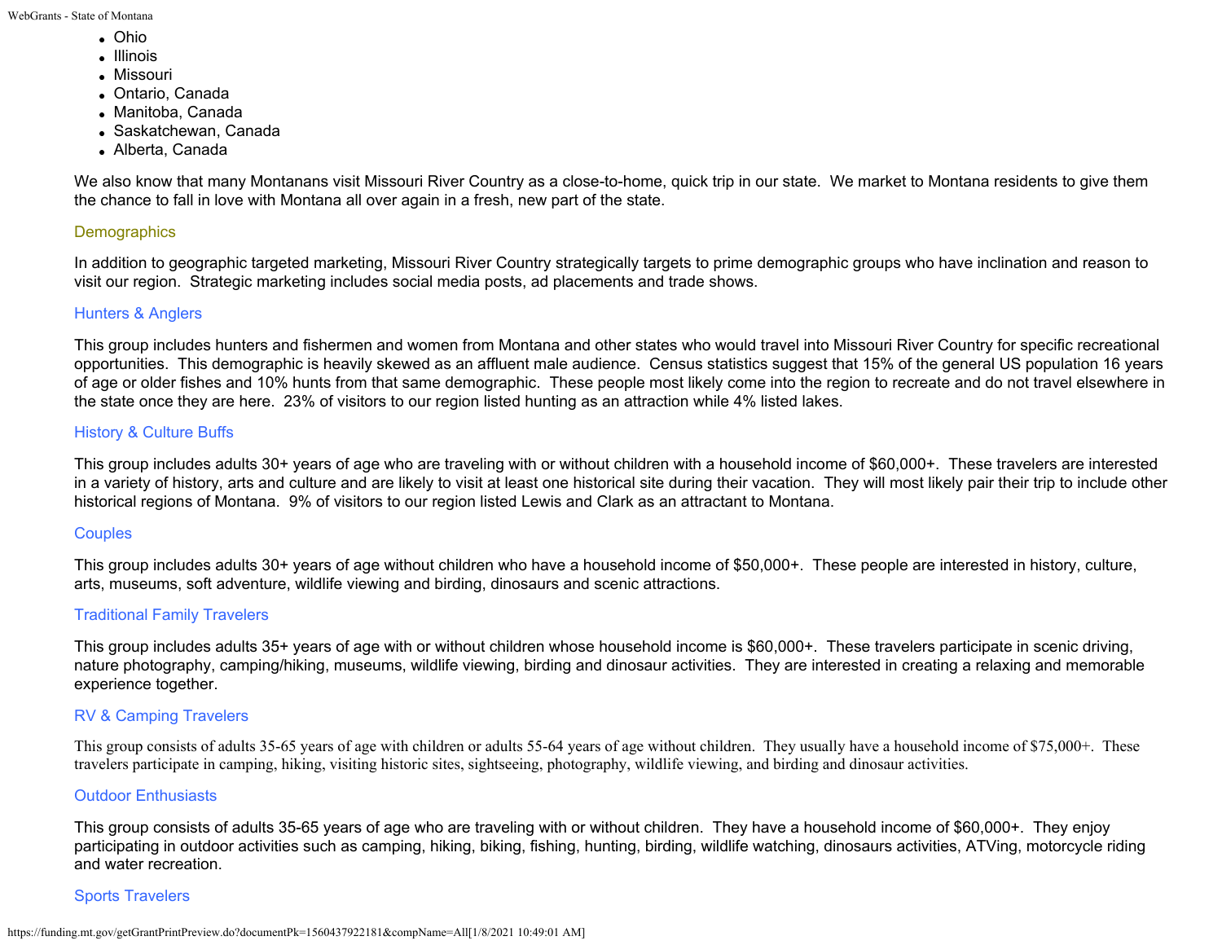- Ohio
- Illinois
- Missouri
- Ontario, Canada
- Manitoba, Canada
- Saskatchewan, Canada
- Alberta, Canada

We also know that many Montanans visit Missouri River Country as a close-to-home, quick trip in our state. We market to Montana residents to give them the chance to fall in love with Montana all over again in a fresh, new part of the state.

### Demographics

In addition to geographic targeted marketing, Missouri River Country strategically targets to prime demographic groups who have inclination and reason to visit our region. Strategic marketing includes social media posts, ad placements and trade shows.

#### Hunters & Anglers

This group includes hunters and fishermen and women from Montana and other states who would travel into Missouri River Country for specific recreational opportunities. This demographic is heavily skewed as an affluent male audience. Census statistics suggest that 15% of the general US population 16 years of age or older fishes and 10% hunts from that same demographic. These people most likely come into the region to recreate and do not travel elsewhere in the state once they are here. 23% of visitors to our region listed hunting as an attraction while 4% listed lakes.

#### History & Culture Buffs

This group includes adults 30+ years of age who are traveling with or without children with a household income of $60,000+. These travelers are interested in a variety of history, arts and culture and are likely to visit at least one historical site during their vacation. They will most likely pair their trip to include other historical regions of Montana. 9% of visitors to our region listed Lewis and Clark as an attractant to Montana.

#### Couples

This group includes adults 30+ years of age without children who have a household income of $50,000+. These people are interested in history, culture, arts, museums, soft adventure, wildlife viewing and birding, dinosaurs and scenic attractions.

#### Traditional Family Travelers

This group includes adults 35+ years of age with or without children whose household income is $60,000+. These travelers participate in scenic driving, nature photography, camping/hiking, museums, wildlife viewing, birding and dinosaur activities. They are interested in creating a relaxing and memorable experience together.

#### RV & Camping Travelers

This group consists of adults 35-65 years of age with children or adults 55-64 years of age without children. They usually have a household income of $75,000+. These travelers participate in camping, hiking, visiting historic sites, sightseeing, photography, wildlife viewing, and birding and dinosaur activities.

#### Outdoor Enthusiasts

This group consists of adults 35-65 years of age who are traveling with or without children. They have a household income of $60,000+. They enjoy participating in outdoor activities such as camping, hiking, biking, fishing, hunting, birding, wildlife watching, dinosaurs activities, ATVing, motorcycle riding and water recreation.

#### Sports Travelers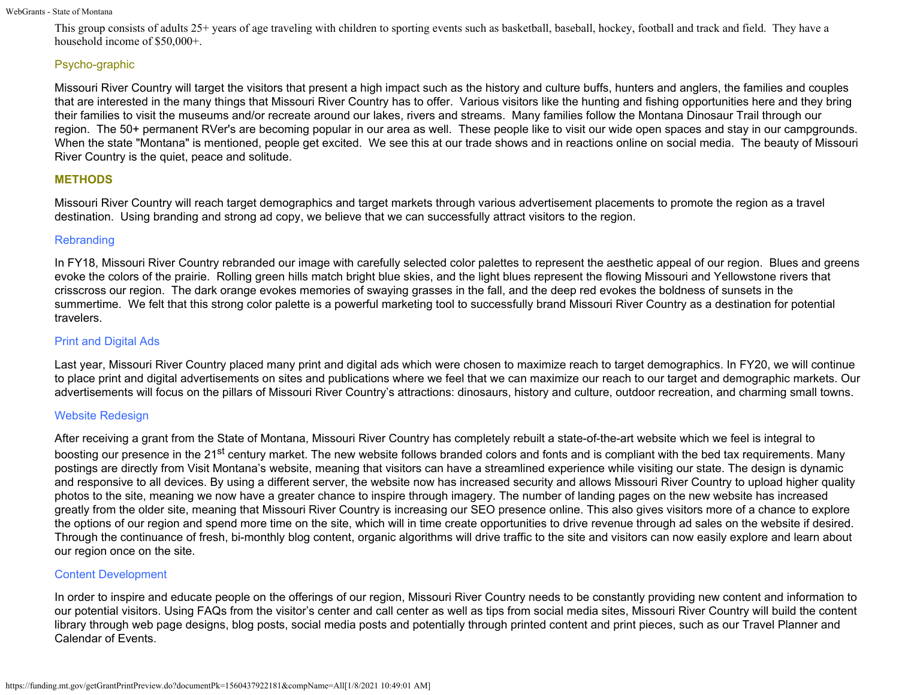This group consists of adults 25+ years of age traveling with children to sporting events such as basketball, baseball, hockey, football and track and field. They have a household income of $50,000+.

### Psycho-graphic

Missouri River Country will target the visitors that present a high impact such as the history and culture buffs, hunters and anglers, the families and couples that are interested in the many things that Missouri River Country has to offer. Various visitors like the hunting and fishing opportunities here and they bring their families to visit the museums and/or recreate around our lakes, rivers and streams. Many families follow the Montana Dinosaur Trail through our region. The 50+ permanent RVer's are becoming popular in our area as well. These people like to visit our wide open spaces and stay in our campgrounds. When the state "Montana" is mentioned, people get excited. We see this at our trade shows and in reactions online on social media. The beauty of Missouri River Country is the quiet, peace and solitude.

## METHODS

Missouri River Country will reach target demographics and target markets through various advertisement placements to promote the region as a travel destination. Using branding and strong ad copy, we believe that we can successfully attract visitors to the region.

### Rebranding

In FY18, Missouri River Country rebranded our image with carefully selected color palettes to represent the aesthetic appeal of our region. Blues and greens evoke the colors of the prairie. Rolling green hills match bright blue skies, and the light blues represent the flowing Missouri and Yellowstone rivers that crisscross our region. The dark orange evokes memories of swaying grasses in the fall, and the deep red evokes the boldness of sunsets in the summertime. We felt that this strong color palette is a powerful marketing tool to successfully brand Missouri River Country as a destination for potential travelers.

### Print and Digital Ads

Last year, Missouri River Country placed many print and digital ads which were chosen to maximize reach to target demographics. In FY20, we will continue to place print and digital advertisements on sites and publications where we feel that we can maximize our reach to our target and demographic markets. Our advertisements will focus on the pillars of Missouri River Country's attractions: dinosaurs, history and culture, outdoor recreation, and charming small towns.

### Website Redesign

After receiving a grant from the State of Montana, Missouri River Country has completely rebuilt a state-of-the-art website which we feel is integral to boosting our presence in the 21st century market. The new website follows branded colors and fonts and is compliant with the bed tax requirements. Many postings are directly from Visit Montana's website, meaning that visitors can have a streamlined experience while visiting our state. The design is dynamic and responsive to all devices. By using a different server, the website now has increased security and allows Missouri River Country to upload higher quality photos to the site, meaning we now have a greater chance to inspire through imagery. The number of landing pages on the new website has increased greatly from the older site, meaning that Missouri River Country is increasing our SEO presence online. This also gives visitors more of a chance to explore the options of our region and spend more time on the site, which will in time create opportunities to drive revenue through ad sales on the website if desired. Through the continuance of fresh, bi-monthly blog content, organic algorithms will drive traffic to the site and visitors can now easily explore and learn about our region once on the site.

### Content Development

In order to inspire and educate people on the offerings of our region, Missouri River Country needs to be constantly providing new content and information to our potential visitors. Using FAQs from the visitor's center and call center as well as tips from social media sites, Missouri River Country will build the content library through web page designs, blog posts, social media posts and potentially through printed content and print pieces, such as our Travel Planner and Calendar of Events.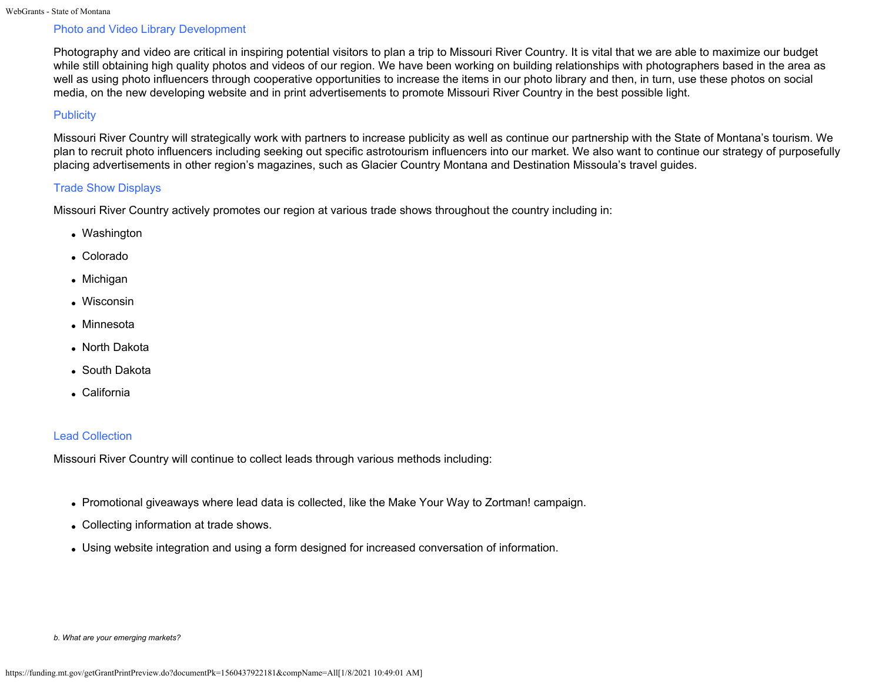### Photo and Video Library Development

Photography and video are critical in inspiring potential visitors to plan a trip to Missouri River Country. It is vital that we are able to maximize our budget while still obtaining high quality photos and videos of our region. We have been working on building relationships with photographers based in the area as well as using photo influencers through cooperative opportunities to increase the items in our photo library and then, in turn, use these photos on social media, on the new developing website and in print advertisements to promote Missouri River Country in the best possible light.

### Publicity

Missouri River Country will strategically work with partners to increase publicity as well as continue our partnership with the State of Montana's tourism. We plan to recruit photo influencers including seeking out specific astrotourism influencers into our market. We also want to continue our strategy of purposefully placing advertisements in other region's magazines, such as Glacier Country Montana and Destination Missoula's travel guides.

### Trade Show Displays

Missouri River Country actively promotes our region at various trade shows throughout the country including in:

- Washington
- Colorado
- Michigan
- Wisconsin
- Minnesota
- North Dakota
- South Dakota
- California

### Lead Collection

Missouri River Country will continue to collect leads through various methods including:

- Promotional giveaways where lead data is collected, like the Make Your Way to Zortman! campaign.
- Collecting information at trade shows.
- Using website integration and using a form designed for increased conversation of information.

*b. What are your emerging markets?*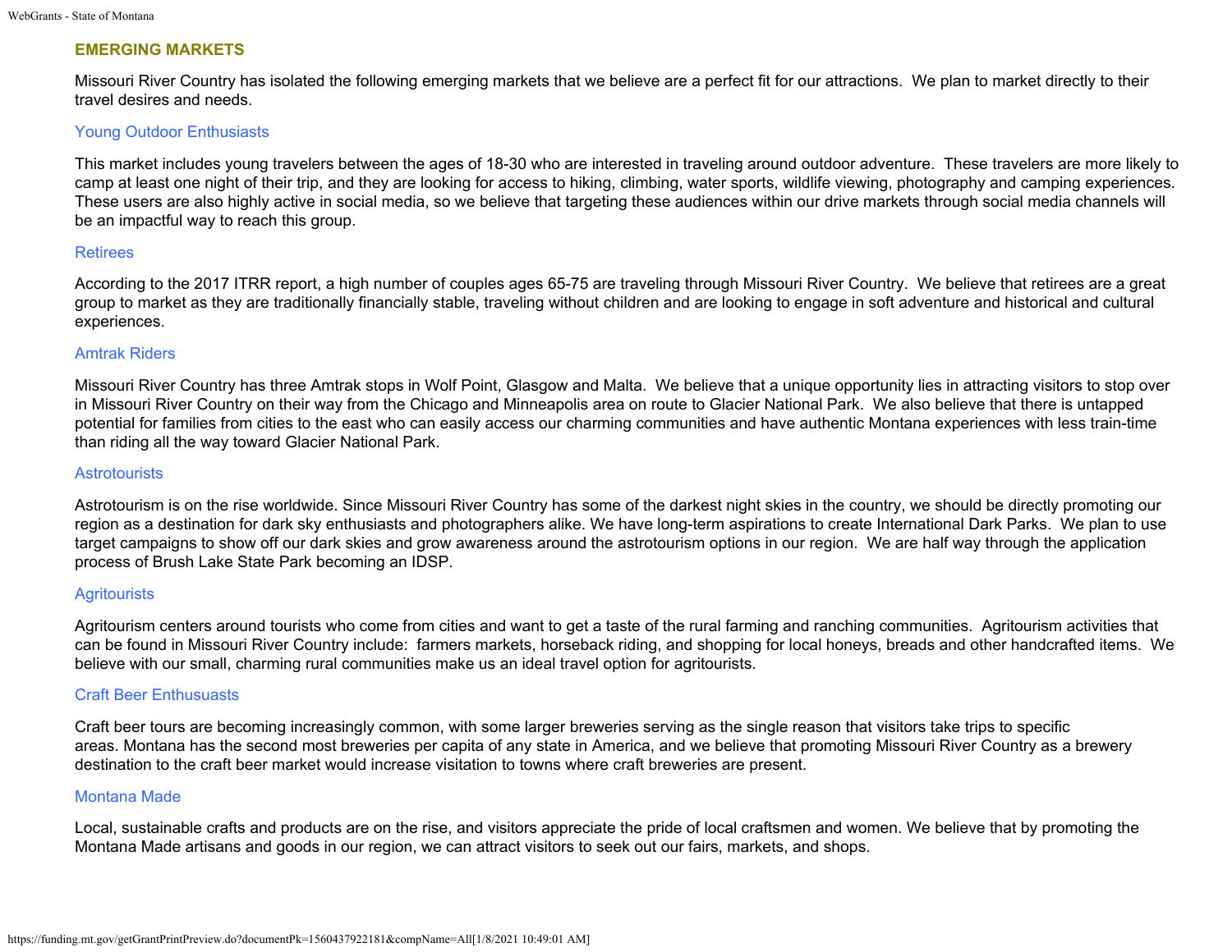## EMERGING MARKETS

Missouri River Country has isolated the following emerging markets that we believe are a perfect fit for our attractions. We plan to market directly to their travel desires and needs.

### Young Outdoor Enthusiasts

This market includes young travelers between the ages of 18-30 who are interested in traveling around outdoor adventure. These travelers are more likely to camp at least one night of their trip, and they are looking for access to hiking, climbing, water sports, wildlife viewing, photography and camping experiences. These users are also highly active in social media, so we believe that targeting these audiences within our drive markets through social media channels will be an impactful way to reach this group.

### Retirees

According to the 2017 ITRR report, a high number of couples ages 65-75 are traveling through Missouri River Country. We believe that retirees are a great group to market as they are traditionally financially stable, traveling without children and are looking to engage in soft adventure and historical and cultural experiences.

### Amtrak Riders

Missouri River Country has three Amtrak stops in Wolf Point, Glasgow and Malta. We believe that a unique opportunity lies in attracting visitors to stop over in Missouri River Country on their way from the Chicago and Minneapolis area on route to Glacier National Park. We also believe that there is untapped potential for families from cities to the east who can easily access our charming communities and have authentic Montana experiences with less train-time than riding all the way toward Glacier National Park.

### Astrotourists

Astrotourism is on the rise worldwide. Since Missouri River Country has some of the darkest night skies in the country, we should be directly promoting our region as a destination for dark sky enthusiasts and photographers alike. We have long-term aspirations to create International Dark Parks. We plan to use target campaigns to show off our dark skies and grow awareness around the astrotourism options in our region. We are half way through the application process of Brush Lake State Park becoming an IDSP.

### Agritourists

Agritourism centers around tourists who come from cities and want to get a taste of the rural farming and ranching communities. Agritourism activities that can be found in Missouri River Country include: farmers markets, horseback riding, and shopping for local honeys, breads and other handcrafted items. We believe with our small, charming rural communities make us an ideal travel option for agritourists.

### Craft Beer Enthusuasts

Craft beer tours are becoming increasingly common, with some larger breweries serving as the single reason that visitors take trips to specific areas. Montana has the second most breweries per capita of any state in America, and we believe that promoting Missouri River Country as a brewery destination to the craft beer market would increase visitation to towns where craft breweries are present.

### Montana Made

Local, sustainable crafts and products are on the rise, and visitors appreciate the pride of local craftsmen and women. We believe that by promoting the Montana Made artisans and goods in our region, we can attract visitors to seek out our fairs, markets, and shops.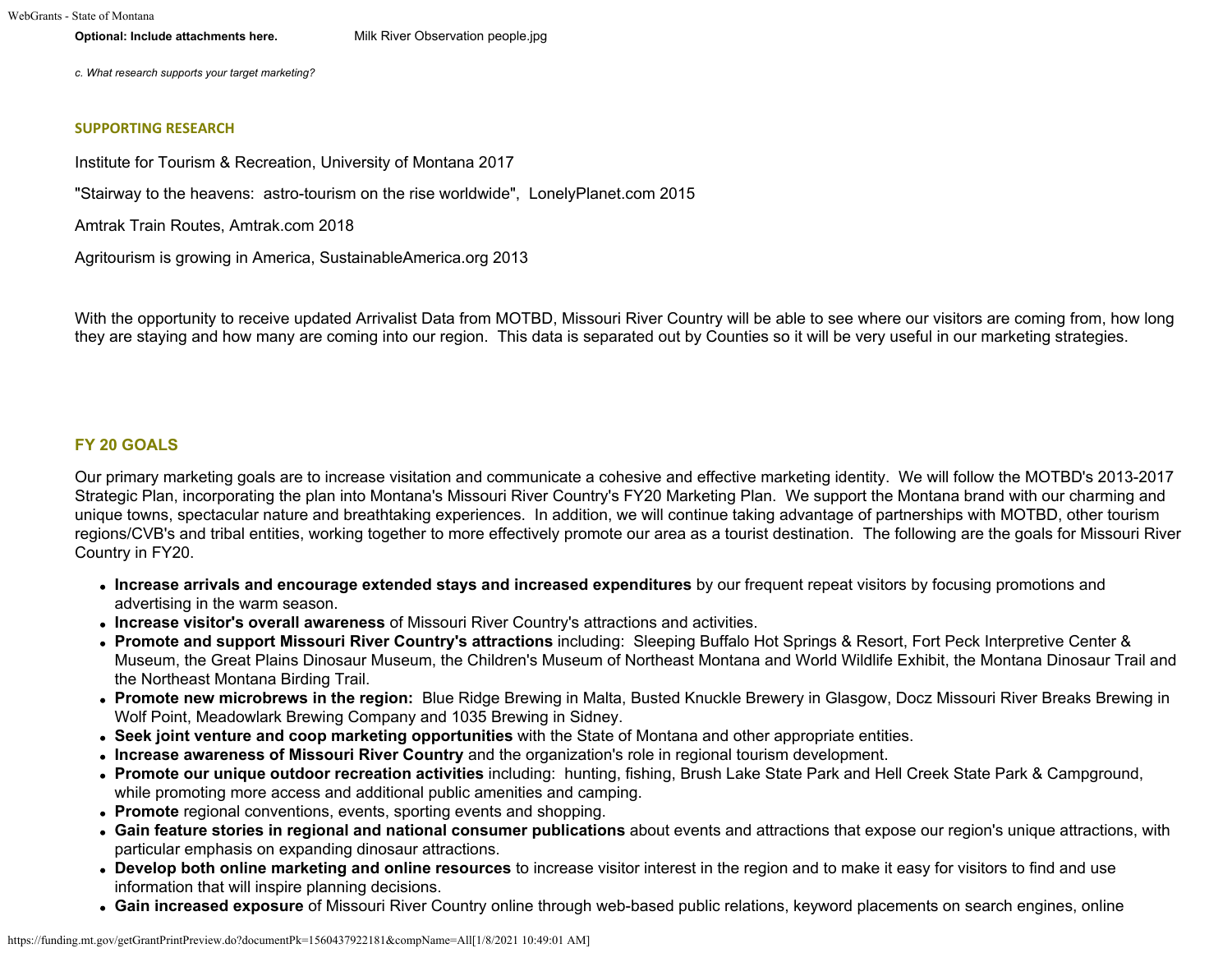**Optional: Include attachments here.** Milk River Observation people.jpg

*c. What research supports your target marketing?*

### SUPPORTING RESEARCH

Institute for Tourism & Recreation, University of Montana 2017

"Stairway to the heavens: astro-tourism on the rise worldwide", LonelyPlanet.com 2015

Amtrak Train Routes, Amtrak.com 2018

Agritourism is growing in America, SustainableAmerica.org 2013

With the opportunity to receive updated Arrivalist Data from MOTBD, Missouri River Country will be able to see where our visitors are coming from, how long they are staying and how many are coming into our region. This data is separated out by Counties so it will be very useful in our marketing strategies.

### FY 20 GOALS

Our primary marketing goals are to increase visitation and communicate a cohesive and effective marketing identity. We will follow the MOTBD's 2013-2017 Strategic Plan, incorporating the plan into Montana's Missouri River Country's FY20 Marketing Plan. We support the Montana brand with our charming and unique towns, spectacular nature and breathtaking experiences. In addition, we will continue taking advantage of partnerships with MOTBD, other tourism regions/CVB's and tribal entities, working together to more effectively promote our area as a tourist destination. The following are the goals for Missouri River Country in FY20.

- **Increase arrivals and encourage extended stays and increased expenditures** by our frequent repeat visitors by focusing promotions and advertising in the warm season.
- **Increase visitor's overall awareness** of Missouri River Country's attractions and activities.
- **Promote and support Missouri River Country's attractions** including: Sleeping Buffalo Hot Springs & Resort, Fort Peck Interpretive Center & Museum, the Great Plains Dinosaur Museum, the Children's Museum of Northeast Montana and World Wildlife Exhibit, the Montana Dinosaur Trail and the Northeast Montana Birding Trail.
- **Promote new microbrews in the region:** Blue Ridge Brewing in Malta, Busted Knuckle Brewery in Glasgow, Docz Missouri River Breaks Brewing in Wolf Point, Meadowlark Brewing Company and 1035 Brewing in Sidney.
- **Seek joint venture and coop marketing opportunities** with the State of Montana and other appropriate entities.
- **Increase awareness of Missouri River Country** and the organization's role in regional tourism development.
- **Promote our unique outdoor recreation activities** including: hunting, fishing, Brush Lake State Park and Hell Creek State Park & Campground, while promoting more access and additional public amenities and camping.
- **Promote** regional conventions, events, sporting events and shopping.
- **Gain feature stories in regional and national consumer publications** about events and attractions that expose our region's unique attractions, with particular emphasis on expanding dinosaur attractions.
- **Develop both online marketing and online resources** to increase visitor interest in the region and to make it easy for visitors to find and use information that will inspire planning decisions.
- **Gain increased exposure** of Missouri River Country online through web-based public relations, keyword placements on search engines, online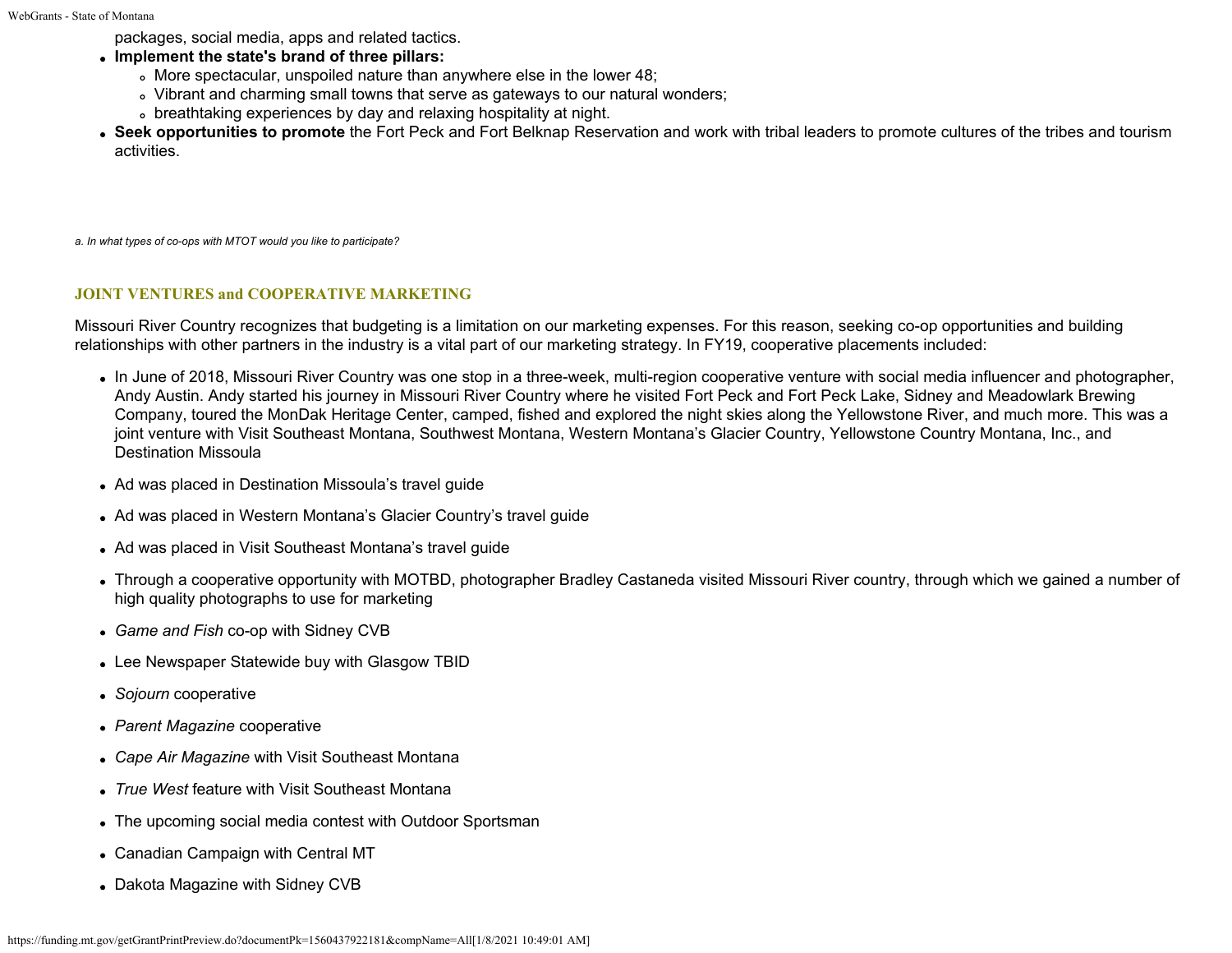packages, social media, apps and related tactics.

- **Implement the state's brand of three pillars:**
  - More spectacular, unspoiled nature than anywhere else in the lower 48;
  - Vibrant and charming small towns that serve as gateways to our natural wonders;
  - breathtaking experiences by day and relaxing hospitality at night.
- **Seek opportunities to promote** the Fort Peck and Fort Belknap Reservation and work with tribal leaders to promote cultures of the tribes and tourism activities.

*a. In what types of co-ops with MTOT would you like to participate?*

### JOINT VENTURES and COOPERATIVE MARKETING

Missouri River Country recognizes that budgeting is a limitation on our marketing expenses. For this reason, seeking co-op opportunities and building relationships with other partners in the industry is a vital part of our marketing strategy. In FY19, cooperative placements included:

- In June of 2018, Missouri River Country was one stop in a three-week, multi-region cooperative venture with social media influencer and photographer, Andy Austin. Andy started his journey in Missouri River Country where he visited Fort Peck and Fort Peck Lake, Sidney and Meadowlark Brewing Company, toured the MonDak Heritage Center, camped, fished and explored the night skies along the Yellowstone River, and much more. This was a joint venture with Visit Southeast Montana, Southwest Montana, Western Montana's Glacier Country, Yellowstone Country Montana, Inc., and Destination Missoula
- Ad was placed in Destination Missoula's travel guide
- Ad was placed in Western Montana's Glacier Country's travel guide
- Ad was placed in Visit Southeast Montana's travel guide
- Through a cooperative opportunity with MOTBD, photographer Bradley Castaneda visited Missouri River country, through which we gained a number of high quality photographs to use for marketing
- *Game and Fish* co-op with Sidney CVB
- Lee Newspaper Statewide buy with Glasgow TBID
- *Sojourn* cooperative
- *Parent Magazine* cooperative
- *Cape Air Magazine* with Visit Southeast Montana
- *True West* feature with Visit Southeast Montana
- The upcoming social media contest with Outdoor Sportsman
- Canadian Campaign with Central MT
- Dakota Magazine with Sidney CVB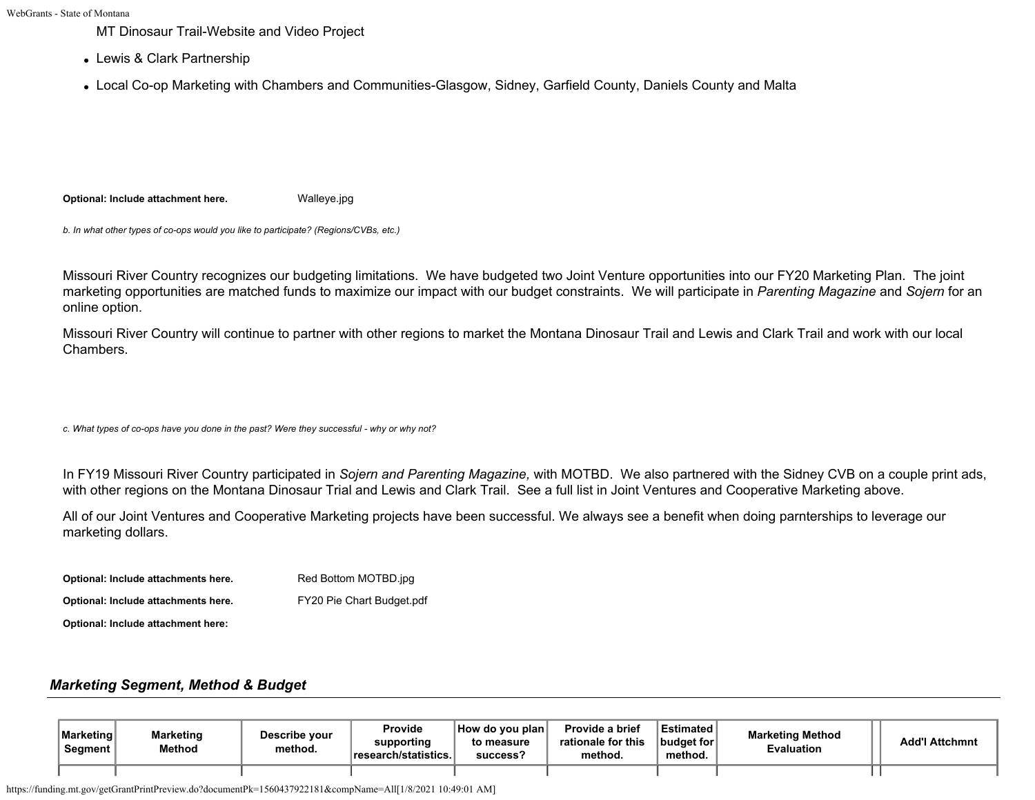- MT Dinosaur Trail-Website and Video Project
- Lewis & Clark Partnership
- Local Co-op Marketing with Chambers and Communities-Glasgow, Sidney, Garfield County, Daniels County and Malta

**Optional: Include attachment here.** Walleye.jpg

*b. In what other types of co-ops would you like to participate? (Regions/CVBs, etc.)*

Missouri River Country recognizes our budgeting limitations. We have budgeted two Joint Venture opportunities into our FY20 Marketing Plan. The joint marketing opportunities are matched funds to maximize our impact with our budget constraints. We will participate in *Parenting Magazine* and *Sojern* for an online option.

Missouri River Country will continue to partner with other regions to market the Montana Dinosaur Trail and Lewis and Clark Trail and work with our local Chambers.

*c. What types of co-ops have you done in the past? Were they successful - why or why not?*

In FY19 Missouri River Country participated in *Sojern and Parenting Magazine,* with MOTBD. We also partnered with the Sidney CVB on a couple print ads, with other regions on the Montana Dinosaur Trial and Lewis and Clark Trail. See a full list in Joint Ventures and Cooperative Marketing above.

All of our Joint Ventures and Cooperative Marketing projects have been successful. We always see a benefit when doing parnterships to leverage our marketing dollars.

**Optional: Include attachments here.** Red Bottom MOTBD.jpg

**Optional: Include attachments here.** FY20 Pie Chart Budget.pdf

**Optional: Include attachment here:**

## *Marketing Segment, Method & Budget*

| Marketing Segment | Marketing Method | Describe your method. | Provide supporting research/statistics. | How do you plan to measure success? | Provide a brief rationale for this method. | Estimated budget for method. | Marketing Method Evaluation | | Add'l Attchmnt |
|---|---|---|---|---|---|---|---|---|---|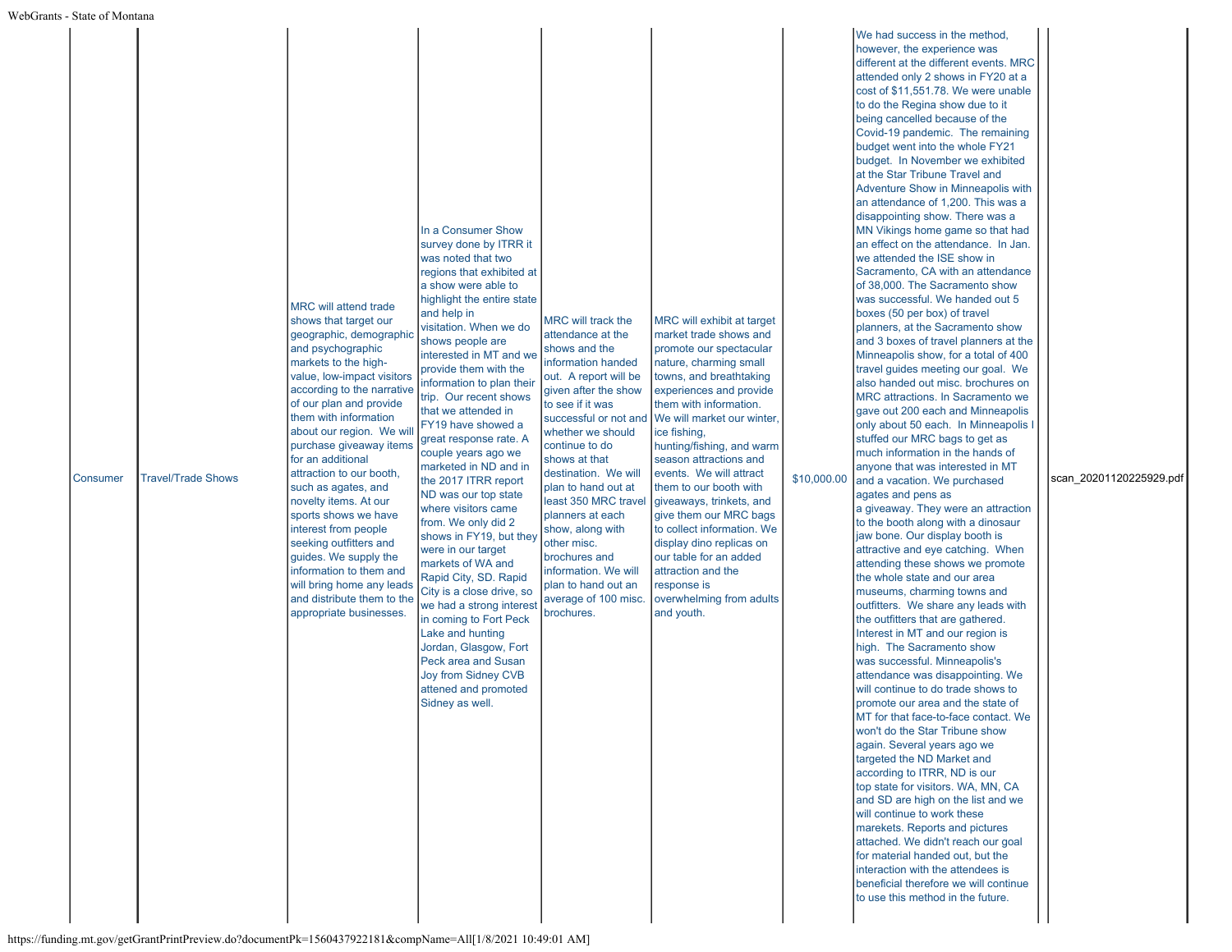| Consumer | Travel/Trade Shows | MRC will attend trade shows that target our geographic, demographic and psychographic markets to the high-value, low-impact visitors according to the narrative of our plan and provide them with information about our region. We will purchase giveaway items for an additional attraction to our booth, such as agates, and novelty items. At our sports shows we have interest from people seeking outfitters and guides. We supply the information to them and will bring home any leads and distribute them to the appropriate businesses. | In a Consumer Show survey done by ITRR it was noted that two regions that exhibited at a show were able to highlight the entire state and help in visitation. When we do shows people are interested in MT and we provide them with the information to plan their trip. Our recent shows that we attended in FY19 have showed a great response rate. A couple years ago we marketed in ND and in the 2017 ITRR report ND was our top state where visitors came from. We only did 2 shows in FY19, but they were in our target markets of WA and Rapid City, SD. Rapid City is a close drive, so we had a strong interest in coming to Fort Peck Lake and hunting Jordan, Glasgow, Fort Peck area and Susan Joy from Sidney CVB attened and promoted Sidney as well. | MRC will track the attendance at the shows and the information handed out. A report will be given after the show to see if it was successful or not and whether we should continue to do shows at that destination. We will plan to hand out at least 350 MRC travel planners at each show, along with other misc. brochures and information. We will plan to hand out an average of 100 misc. brochures. | MRC will exhibit at target market trade shows and promote our spectacular nature, charming small towns, and breathtaking experiences and provide them with information. We will market our winter, ice fishing, hunting/fishing, and warm season attractions and events. We will attract them to our booth with giveaways, trinkets, and give them our MRC bags to collect information. We display dino replicas on our table for an added attraction and the response is overwhelming from adults and youth. | $10,000.00 | We had success in the method, however, the experience was different at the different events. MRC attended only 2 shows in FY20 at a cost of $11,551.78. We were unable to do the Regina show due to it being cancelled because of the Covid-19 pandemic. The remaining budget went into the whole FY21 budget. In November we exhibited at the Star Tribune Travel and Adventure Show in Minneapolis with an attendance of 1,200. This was a disappointing show. There was a MN Vikings home game so that had an effect on the attendance. In Jan. we attended the ISE show in Sacramento, CA with an attendance of 38,000. The Sacramento show was successful. We handed out 5 boxes (50 per box) of travel planners, at the Sacramento show and 3 boxes of travel planners at the Minneapolis show, for a total of 400 travel guides meeting our goal. We also handed out misc. brochures on MRC attractions. In Sacramento we gave out 200 each and Minneapolis only about 50 each. In Minneapolis I stuffed our MRC bags to get as much information in the hands of anyone that was interested in MT and a vacation. We purchased agates and pens as a giveaway. They were an attraction to the booth along with a dinosaur jaw bone. Our display booth is attractive and eye catching. When attending these shows we promote the whole state and our area museums, charming towns and outfitters. We share any leads with the outfitters that are gathered. Interest in MT and our region is high. The Sacramento show was successful. Minneapolis's attendance was disappointing. We will continue to do trade shows to promote our area and the state of MT for that face-to-face contact. We won't do the Star Tribune show again. Several years ago we targeted the ND Market and according to ITRR, ND is our top state for visitors. WA, MN, CA and SD are high on the list and we will continue to work these marekets. Reports and pictures attached. We didn't reach our goal for material handed out, but the interaction with the attendees is beneficial therefore we will continue to use this method in the future. | | scan_20201120225929.pdf |
|---|---|---|---|---|---|---|---|---|---|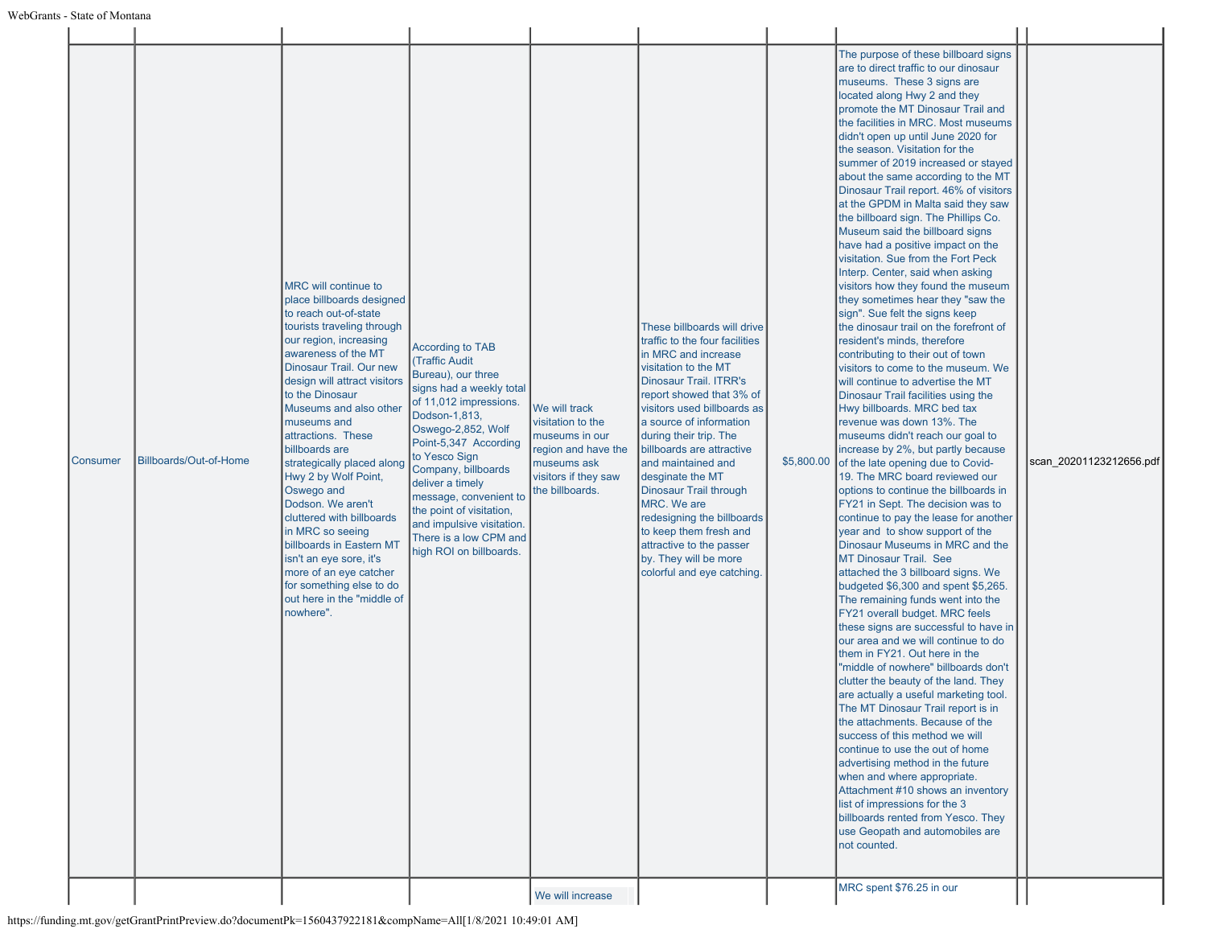| | | | | | | | | | |
|---|---|---|---|---|---|---|---|---|---|
| Consumer | Billboards/Out-of-Home | MRC will continue to place billboards designed to reach out-of-state tourists traveling through our region, increasing awareness of the MT Dinosaur Trail. Our new design will attract visitors to the Dinosaur Museums and also other museums and attractions. These billboards are strategically placed along Hwy 2 by Wolf Point, Oswego and Dodson. We aren't cluttered with billboards in MRC so seeing billboards in Eastern MT isn't an eye sore, it's more of an eye catcher for something else to do out here in the "middle of nowhere". | According to TAB (Traffic Audit Bureau), our three signs had a weekly total of 11,012 impressions. Dodson-1,813, Oswego-2,852, Wolf Point-5,347 According to Yesco Sign Company, billboards deliver a timely message, convenient to the point of visitation, and impulsive visitation. There is a low CPM and high ROI on billboards. | We will track visitation to the museums in our region and have the museums ask visitors if they saw the billboards. | These billboards will drive traffic to the four facilities in MRC and increase visitation to the MT Dinosaur Trail. ITRR's report showed that 3% of visitors used billboards as a source of information during their trip. The billboards are attractive and maintained and desginate the MT Dinosaur Trail through MRC. We are redesigning the billboards to keep them fresh and attractive to the passer by. They will be more colorful and eye catching. | $5,800.00 | The purpose of these billboard signs are to direct traffic to our dinosaur museums. These 3 signs are located along Hwy 2 and they promote the MT Dinosaur Trail and the facilities in MRC. Most museums didn't open up until June 2020 for the season. Visitation for the summer of 2019 increased or stayed about the same according to the MT Dinosaur Trail report. 46% of visitors at the GPDM in Malta said they saw the billboard sign. The Phillips Co. Museum said the billboard signs have had a positive impact on the visitation. Sue from the Fort Peck Interp. Center, said when asking visitors how they found the museum they sometimes hear they "saw the sign". Sue felt the signs keep the dinosaur trail on the forefront of resident's minds, therefore contributing to their out of town visitors to come to the museum. We will continue to advertise the MT Dinosaur Trail facilities using the Hwy billboards. MRC bed tax revenue was down 13%. The museums didn't reach our goal to increase by 2%, but partly because of the late opening due to Covid-19. The MRC board reviewed our options to continue the billboards in FY21 in Sept. The decision was to continue to pay the lease for another year and to show support of the Dinosaur Museums in MRC and the MT Dinosaur Trail. See attached the 3 billboard signs. We budgeted $6,300 and spent $5,265. The remaining funds went into the FY21 overall budget. MRC feels these signs are successful to have in our area and we will continue to do them in FY21. Out here in the "middle of nowhere" billboards don't clutter the beauty of the land. They are actually a useful marketing tool. The MT Dinosaur Trail report is in the attachments. Because of the success of this method we will continue to use the out of home advertising method in the future when and where appropriate. Attachment #10 shows an inventory list of impressions for the 3 billboards rented from Yesco. They use Geopath and automobiles are not counted. | | scan_20201123212656.pdf |
| | | | | We will increase | | | MRC spent $76.25 in our | | |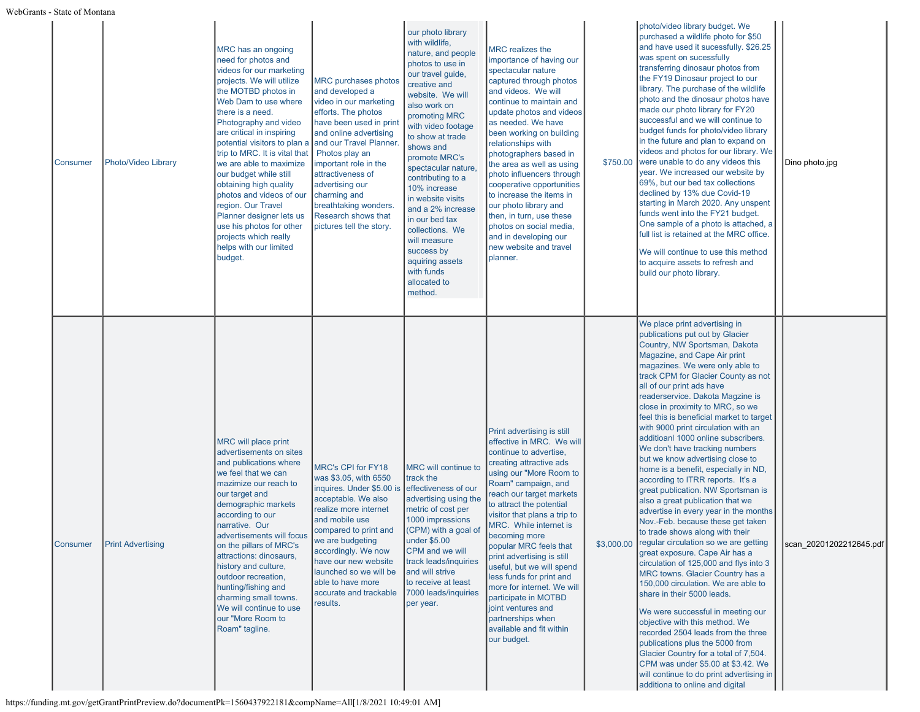| Consumer | Photo/Video Library | MRC has an ongoing need for photos and videos for our marketing projects. We will utilize the MOTBD photos in Web Dam to use where there is a need. Photography and video are critical in inspiring potential visitors to plan a trip to MRC. It is vital that we are able to maximize our budget while still obtaining high quality photos and videos of our region. Our Travel Planner designer lets us use his photos for other projects which really helps with our limited budget. | MRC purchases photos and developed a video in our marketing efforts. The photos have been used in print and online advertising and our Travel Planner. Photos play an important role in the attractiveness of advertising our charming and breathtaking wonders. Research shows that pictures tell the story. | our photo library with wildlife, nature, and people photos to use in our travel guide, creative and website. We will also work on promoting MRC with video footage to show at trade shows and promote MRC's spectacular nature, contributing to a 10% increase in website visits and a 2% increase in our bed tax collections. We will measure success by aquiring assets with funds allocated to method. | MRC realizes the importance of having our spectacular nature captured through photos and videos. We will continue to maintain and update photos and videos as needed. We have been working on building relationships with photographers based in the area as well as using photo influencers through cooperative opportunities to increase the items in our photo library and then, in turn, use these photos on social media, and in developing our new website and travel planner. | $750.00 | photo/video library budget. We purchased a wildlife photo for $50 and have used it sucessfully. $26.25 was spent on sucessfully transferring dinosaur photos from the FY19 Dinosaur project to our library. The purchase of the wildlife photo and the dinosaur photos have made our photo library for FY20 successful and we will continue to budget funds for photo/video library in the future and plan to expand on videos and photos for our library. We were unable to do any videos this year. We increased our website by 69%, but our bed tax collections declined by 13% due Covid-19 starting in March 2020. Any unspent funds went into the FY21 budget. One sample of a photo is attached, a full list is retained at the MRC office.<br><br>We will continue to use this method to acquire assets to refresh and build our photo library. | | Dino photo.jpg |
|---|---|---|---|---|---|---|---|---|---|
| Consumer | Print Advertising | MRC will place print advertisements on sites and publications where we feel that we can mazimize our reach to our target and demographic markets according to our narrative. Our advertisements will focus on the pillars of MRC's attractions: dinosaurs, history and culture, outdoor recreation, hunting/fishing and charming small towns. We will continue to use our "More Room to Roam" tagline. | MRC's CPI for FY18 was $3.05, with 6550 inquires. Under $5.00 is acceptable. We also realize more internet and mobile use compared to print and we are budgeting accordingly. We now have our new website launched so we will be able to have more accurate and trackable results. | MRC will continue to track the effectiveness of our advertising using the metric of cost per 1000 impressions (CPM) with a goal of under $5.00 CPM and we will track leads/inquiries and will strive to receive at least 7000 leads/inquiries per year. | Print advertising is still effective in MRC. We will continue to advertise, creating attractive ads using our "More Room to Roam" campaign, and reach our target markets to attract the potential visitor that plans a trip to MRC. While internet is becoming more popular MRC feels that print advertising is still useful, but we will spend less funds for print and more for internet. We will participate in MOTBD joint ventures and partnerships when available and fit within our budget. | $3,000.00 | We place print advertising in publications put out by Glacier Country, NW Sportsman, Dakota Magazine, and Cape Air print magazines. We were only able to track CPM for Glacier County as not all of our print ads have readerservice. Dakota Magzine is close in proximity to MRC, so we feel this is beneficial market to target with 9000 print circulation with an additioanl 1000 online subscribers. We don't have tracking numbers but we know advertising close to home is a benefit, especially in ND, according to ITRR reports. It's a great publication. NW Sportsman is also a great publication that we advertise in every year in the months Nov.-Feb. because these get taken to trade shows along with their regular circulation so we are getting great exposure. Cape Air has a circulation of 125,000 and flys into 3 MRC towns. Glacier Country has a 150,000 circulation. We are able to share in their 5000 leads.<br><br>We were successful in meeting our objective with this method. We recorded 2504 leads from the three publications plus the 5000 from Glacier Country for a total of 7,504. CPM was under $5.00 at $3.42. We will continue to do print advertising in additiona to online and digital | | scan_20201202212645.pdf |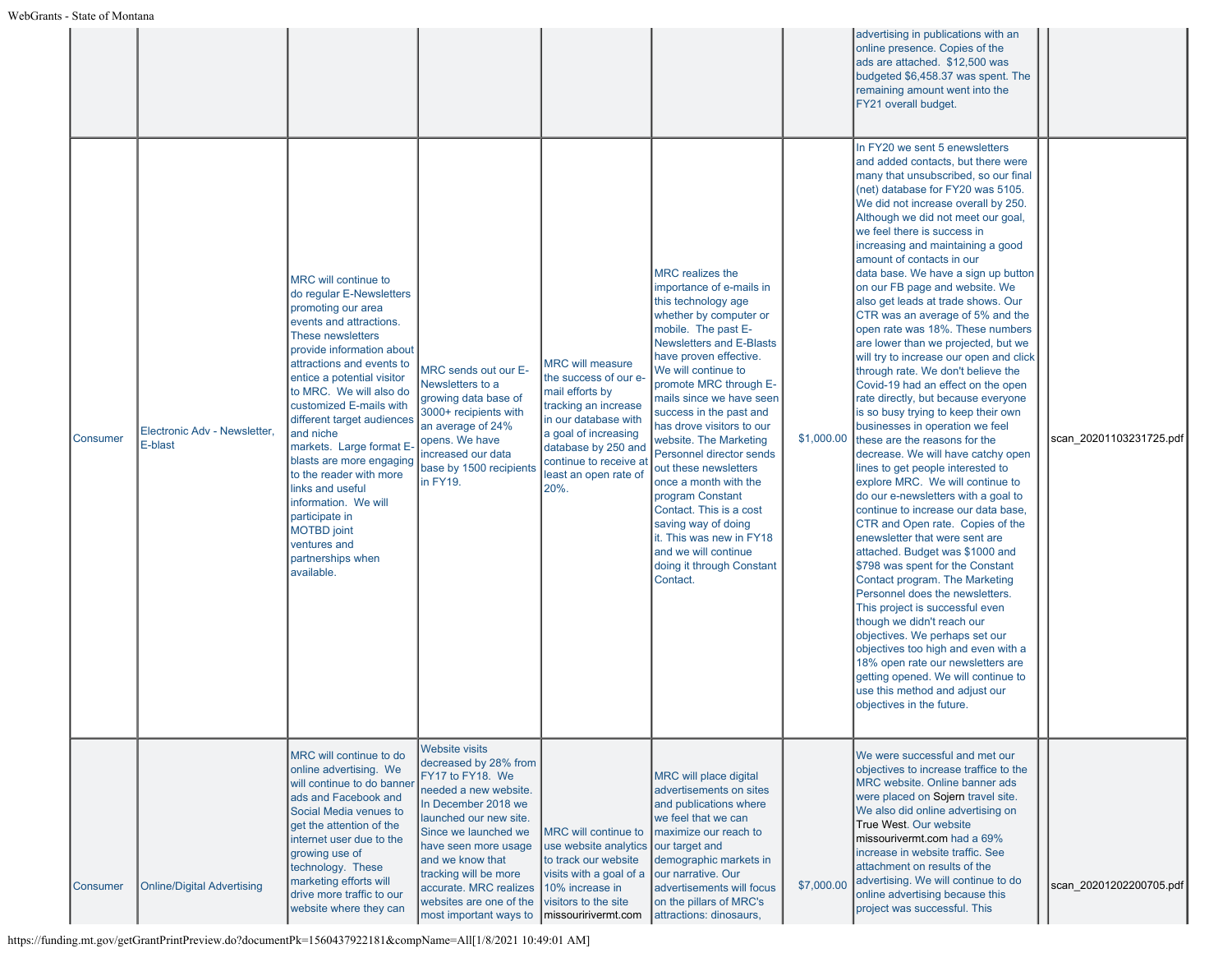| | | | | | | | | | |
|---|---|---|---|---|---|---|---|---|---|
| | | | | | | | advertising in publications with an online presence. Copies of the ads are attached. $12,500 was budgeted $6,458.37 was spent. The remaining amount went into the FY21 overall budget. | | |
| Consumer | Electronic Adv - Newsletter, E-blast | MRC will continue to do regular E-Newsletters promoting our area events and attractions. These newsletters provide information about attractions and events to entice a potential visitor to MRC. We will also do customized E-mails with different target audiences and niche markets. Large format E-blasts are more engaging to the reader with more links and useful information. We will participate in MOTBD joint ventures and partnerships when available. | MRC sends out our E-Newsletters to a growing data base of 3000+ recipients with an average of 24% opens. We have increased our data base by 1500 recipients in FY19. | MRC will measure the success of our e-mail efforts by tracking an increase in our database with a goal of increasing database by 250 and continue to receive at least an open rate of 20%. | MRC realizes the importance of e-mails in this technology age whether by computer or mobile. The past E-Newsletters and E-Blasts have proven effective. We will continue to promote MRC through E-mails since we have seen success in the past and has drove visitors to our website. The Marketing Personnel director sends out these newsletters once a month with the program Constant Contact. This is a cost saving way of doing it. This was new in FY18 and we will continue doing it through Constant Contact. | $1,000.00 | In FY20 we sent 5 enewsletters and added contacts, but there were many that unsubscribed, so our final (net) database for FY20 was 5105. We did not increase overall by 250. Although we did not meet our goal, we feel there is success in increasing and maintaining a good amount of contacts in our data base. We have a sign up button on our FB page and website. We also get leads at trade shows. Our CTR was an average of 5% and the open rate was 18%. These numbers are lower than we projected, but we will try to increase our open and click through rate. We don't believe the Covid-19 had an effect on the open rate directly, but because everyone is so busy trying to keep their own businesses in operation we feel these are the reasons for the decrease. We will have catchy open lines to get people interested to explore MRC. We will continue to do our e-newsletters with a goal to continue to increase our data base, CTR and Open rate. Copies of the enewsletter that were sent are attached. Budget was $1000 and $798 was spent for the Constant Contact program. The Marketing Personnel does the newsletters. This project is successful even though we didn't reach our objectives. We perhaps set our objectives too high and even with a 18% open rate our newsletters are getting opened. We will continue to use this method and adjust our objectives in the future. | | scan_20201103231725.pdf |
| Consumer | Online/Digital Advertising | MRC will continue to do online advertising. We will continue to do banner ads and Facebook and Social Media venues to get the attention of the internet user due to the growing use of technology. These marketing efforts will drive more traffic to our website where they can | Website visits decreased by 28% from FY17 to FY18. We needed a new website. In December 2018 we launched our new site. Since we launched we have seen more usage and we know that tracking will be more accurate. MRC realizes websites are one of the most important ways to | MRC will continue to use website analytics to track our website visits with a goal of a 10% increase in visitors to the site missouririvermt.com | MRC will place digital advertisements on sites and publications where we feel that we can maximize our reach to our target and demographic markets in our narrative. Our advertisements will focus on the pillars of MRC's attractions: dinosaurs, | $7,000.00 | We were successful and met our objectives to increase traffice to the MRC website. Online banner ads were placed on Sojern travel site. We also did online advertising on True West. Our website missourivermt.com had a 69% increase in website traffic. See attachment on results of the advertising. We will continue to do online advertising because this project was successful. This | | scan_20201202200705.pdf |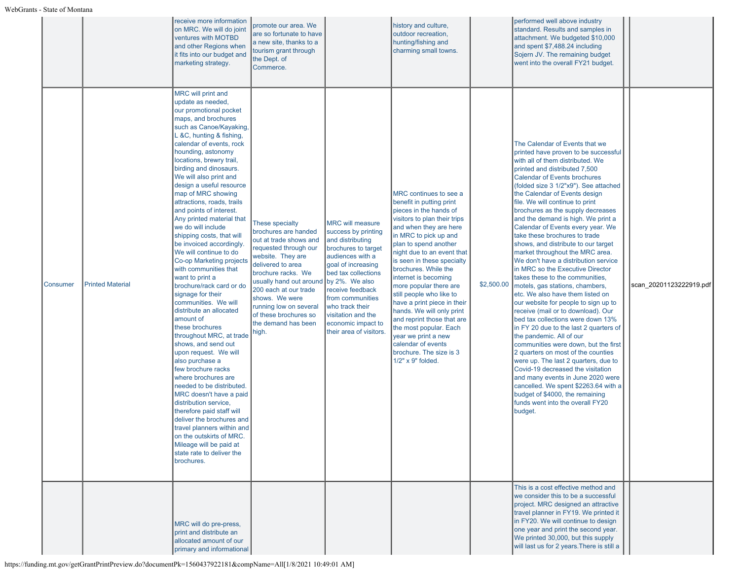| | | | | | | | | | |
|---|---|---|---|---|---|---|---|---|---|
| | | receive more information on MRC. We will do joint ventures with MOTBD and other Regions when it fits into our budget and marketing strategy. | promote our area. We are so fortunate to have a new site, thanks to a tourism grant through the Dept. of Commerce. | | history and culture, outdoor recreation, hunting/fishing and charming small towns. | | performed well above industry standard. Results and samples in attachment. We budgeted $10,000 and spent $7,488.24 including Sojern JV. The remaining budget went into the overall FY21 budget. | | |
| Consumer | Printed Material | MRC will print and update as needed, our promotional pocket maps, and brochures such as Canoe/Kayaking, L &C, hunting & fishing, calendar of events, rock hounding, astonomy locations, brewry trail, birding and dinosaurs. We will also print and design a useful resource map of MRC showing attractions, roads, trails and points of interest. Any printed material that we do will include shipping costs, that will be invoiced accordingly. We will continue to do Co-op Marketing projects with communities that want to print a brochure/rack card or do signage for their communities. We will distribute an allocated amount of these brochures throughout MRC, at trade shows, and send out upon request. We will also purchase a few brochure racks where brochures are needed to be distributed. MRC doesn't have a paid distribution service, therefore paid staff will deliver the brochures and travel planners within and on the outskirts of MRC. Mileage will be paid at state rate to deliver the brochures. | These specialty brochures are handed out at trade shows and requested through our website. They are delivered to area brochure racks. We usually hand out around 200 each at our trade shows. We were running low on several of these brochures so the demand has been high. | MRC will measure success by printing and distributing brochures to target audiences with a goal of increasing bed tax collections by 2%. We also receive feedback from communities who track their visitation and the economic impact to their area of visitors. | MRC continues to see a benefit in putting print pieces in the hands of visitors to plan their trips and when they are here in MRC to pick up and plan to spend another night due to an event that is seen in these specialty brochures. While the internet is becoming more popular there are still people who like to have a print piece in their hands. We will only print and reprint those that are the most popular. Each year we print a new calendar of events brochure. The size is 3 1/2" x 9" folded. | $2,500.00 | The Calendar of Events that we printed have proven to be successful with all of them distributed. We printed and distributed 7,500 Calendar of Events brochures (folded size 3 1/2"x9"). See attached the Calendar of Events design file. We will continue to print brochures as the supply decreases and the demand is high. We print a Calendar of Events every year. We take these brochures to trade shows, and distribute to our target market throughout the MRC area. We don't have a distribution service in MRC so the Executive Director takes these to the communities, motels, gas stations, chambers, etc. We also have them listed on our website for people to sign up to receive (mail or to download). Our bed tax collections were down 13% in FY 20 due to the last 2 quarters of the pandemic. All of our communities were down, but the first 2 quarters on most of the counties were up. The last 2 quarters, due to Covid-19 decreased the visitation and many events in June 2020 were cancelled. We spent $2263.64 with a budget of $4000, the remaining funds went into the overall FY20 budget. | | scan_20201123222919.pdf |
| | | MRC will do pre-press, print and distribute an allocated amount of our primary and informational | | | | | This is a cost effective method and we consider this to be a successful project. MRC designed an attractive travel planner in FY19. We printed it in FY20. We will continue to design one year and print the second year. We printed 30,000, but this supply will last us for 2 years.There is still a | | |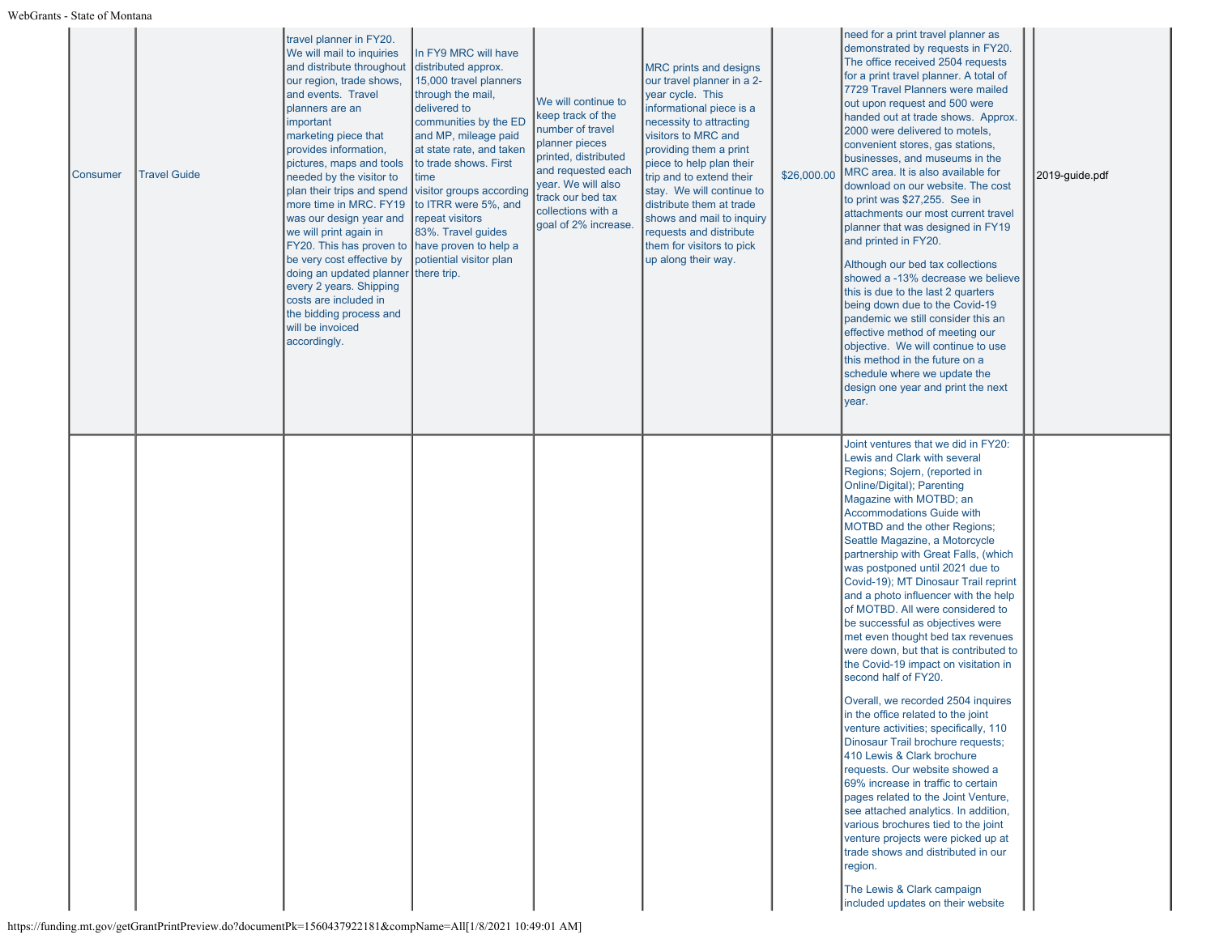| | | | | | | | | | |
|---|---|---|---|---|---|---|---|---|---|
| Consumer | Travel Guide | travel planner in FY20. We will mail to inquiries and distribute throughout our region, trade shows, and events. Travel planners are an important marketing piece that provides information, pictures, maps and tools needed by the visitor to plan their trips and spend more time in MRC. FY19 was our design year and we will print again in FY20. This has proven to be very cost effective by doing an updated planner every 2 years. Shipping costs are included in the bidding process and will be invoiced accordingly. | In FY9 MRC will have distributed approx. 15,000 travel planners through the mail, delivered to communities by the ED and MP, mileage paid at state rate, and taken to trade shows. First time visitor groups according to ITRR were 5%, and repeat visitors 83%. Travel guides have proven to help a potiential visitor plan there trip. | We will continue to keep track of the number of travel planner pieces printed, distributed and requested each year. We will also track our bed tax collections with a goal of 2% increase. | MRC prints and designs our travel planner in a 2-year cycle. This informational piece is a necessity to attracting visitors to MRC and providing them a print piece to help plan their trip and to extend their stay. We will continue to distribute them at trade shows and mail to inquiry requests and distribute them for visitors to pick up along their way. | $26,000.00 | need for a print travel planner as demonstrated by requests in FY20. The office received 2504 requests for a print travel planner. A total of 7729 Travel Planners were mailed out upon request and 500 were handed out at trade shows. Approx. 2000 were delivered to motels, convenient stores, gas stations, businesses, and museums in the MRC area. It is also available for download on our website. The cost to print was $27,255. See in attachments our most current travel planner that was designed in FY19 and printed in FY20.<br><br>Although our bed tax collections showed a -13% decrease we believe this is due to the last 2 quarters being down due to the Covid-19 pandemic we still consider this an effective method of meeting our objective. We will continue to use this method in the future on a schedule where we update the design one year and print the next year. | | 2019-guide.pdf |
| | | | | | | | Joint ventures that we did in FY20: Lewis and Clark with several Regions; Sojern, (reported in Online/Digital); Parenting Magazine with MOTBD; an Accommodations Guide with MOTBD and the other Regions; Seattle Magazine, a Motorcycle partnership with Great Falls, (which was postponed until 2021 due to Covid-19); MT Dinosaur Trail reprint and a photo influencer with the help of MOTBD. All were considered to be successful as objectives were met even thought bed tax revenues were down, but that is contributed to the Covid-19 impact on visitation in second half of FY20.<br><br>Overall, we recorded 2504 inquires in the office related to the joint venture activities; specifically, 110 Dinosaur Trail brochure requests; 410 Lewis & Clark brochure requests. Our website showed a 69% increase in traffic to certain pages related to the Joint Venture, see attached analytics. In addition, various brochures tied to the joint venture projects were picked up at trade shows and distributed in our region.<br><br>The Lewis & Clark campaign included updates on their website | | |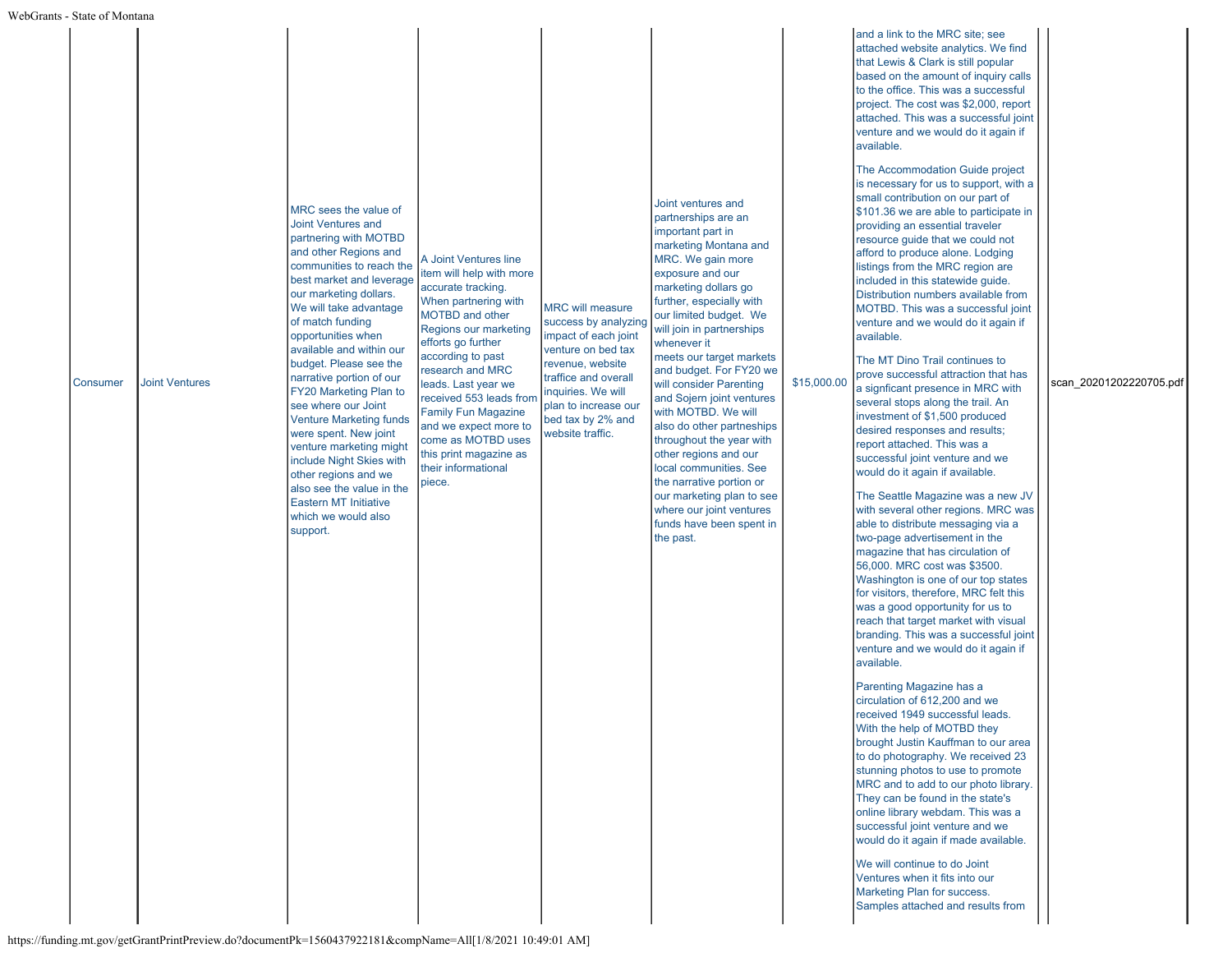| | | | | | | | | |
|---|---|---|---|---|---|---|---|---|
| Consumer | Joint Ventures | MRC sees the value of Joint Ventures and partnering with MOTBD and other Regions and communities to reach the best market and leverage our marketing dollars. We will take advantage of match funding opportunities when available and within our budget. Please see the narrative portion of our FY20 Marketing Plan to see where our Joint Venture Marketing funds were spent. New joint venture marketing might include Night Skies with other regions and we also see the value in the Eastern MT Initiative which we would also support. | A Joint Ventures line item will help with more accurate tracking. When partnering with MOTBD and other Regions our marketing efforts go further according to past research and MRC leads. Last year we received 553 leads from Family Fun Magazine and we expect more to come as MOTBD uses this print magazine as their informational piece. | MRC will measure success by analyzing impact of each joint venture on bed tax revenue, website traffice and overall inquiries. We will plan to increase our bed tax by 2% and website traffic. | Joint ventures and partnerships are an important part in marketing Montana and MRC. We gain more exposure and our marketing dollars go further, especially with our limited budget. We will join in partnerships whenever it meets our target markets and budget. For FY20 we will consider Parenting and Sojern joint ventures with MOTBD. We will also do other partneships throughout the year with other regions and our local communities. See the narrative portion or our marketing plan to see where our joint ventures funds have been spent in the past. | $15,000.00 | and a link to the MRC site; see attached website analytics. We find that Lewis & Clark is still popular based on the amount of inquiry calls to the office. This was a successful project. The cost was $2,000, report attached. This was a successful joint venture and we would do it again if available.<br><br>The Accommodation Guide project is necessary for us to support, with a small contribution on our part of $101.36 we are able to participate in providing an essential traveler resource guide that we could not afford to produce alone. Lodging listings from the MRC region are included in this statewide guide. Distribution numbers available from MOTBD. This was a successful joint venture and we would do it again if available.<br><br>The MT Dino Trail continues to prove successful attraction that has a signficant presence in MRC with several stops along the trail. An investment of $1,500 produced desired responses and results; report attached. This was a successful joint venture and we would do it again if available.<br><br>The Seattle Magazine was a new JV with several other regions. MRC was able to distribute messaging via a two-page advertisement in the magazine that has circulation of 56,000. MRC cost was $3500. Washington is one of our top states for visitors, therefore, MRC felt this was a good opportunity for us to reach that target market with visual branding. This was a successful joint venture and we would do it again if available.<br><br>Parenting Magazine has a circulation of 612,200 and we received 1949 successful leads. With the help of MOTBD they brought Justin Kauffman to our area to do photography. We received 23 stunning photos to use to promote MRC and to add to our photo library. They can be found in the state's online library webdam. This was a successful joint venture and we would do it again if made available.<br><br>We will continue to do Joint Ventures when it fits into our Marketing Plan for success. Samples attached and results from | | scan_20201202220705.pdf |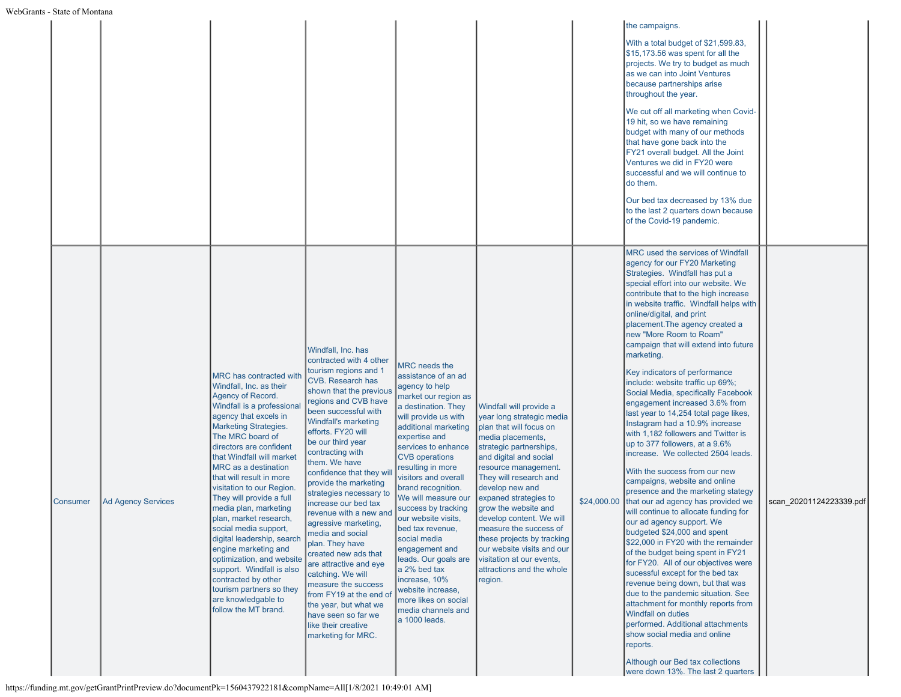| | | | | | | | | | |
|---|---|---|---|---|---|---|---|---|---|
| | | | | | | | the campaigns.<br><br>With a total budget of $21,599.83, $15,173.56 was spent for all the projects. We try to budget as much as we can into Joint Ventures because partnerships arise throughout the year.<br><br>We cut off all marketing when Covid-19 hit, so we have remaining budget with many of our methods that have gone back into the FY21 overall budget. All the Joint Ventures we did in FY20 were successful and we will continue to do them.<br><br>Our bed tax decreased by 13% due to the last 2 quarters down because of the Covid-19 pandemic. | | |
| Consumer | Ad Agency Services | MRC has contracted with Windfall, Inc. as their Agency of Record. Windfall is a professional agency that excels in Marketing Strategies. The MRC board of directors are confident that Windfall will market MRC as a destination that will result in more visitation to our Region. They will provide a full media plan, marketing plan, market research, social media support, digital leadership, search engine marketing and optimization, and website support. Windfall is also contracted by other tourism partners so they are knowledgable to follow the MT brand. | Windfall, Inc. has contracted with 4 other tourism regions and 1 CVB. Research has shown that the previous regions and CVB have been successful with Windfall's marketing efforts. FY20 will be our third year contracting with them. We have confidence that they will provide the marketing strategies necessary to increase our bed tax revenue with a new and agressive marketing, media and social plan. They have created new ads that are attractive and eye catching. We will measure the success from FY19 at the end of the year, but what we have seen so far we like their creative marketing for MRC. | MRC needs the assistance of an ad agency to help market our region as a destination. They will provide us with additional marketing expertise and services to enhance CVB operations resulting in more visitors and overall brand recognition. We will measure our success by tracking our website visits, bed tax revenue, social media engagement and leads. Our goals are a 2% bed tax increase, 10% website increase, more likes on social media channels and a 1000 leads. | Windfall will provide a year long strategic media plan that will focus on media placements, strategic partnerships, and digital and social resource management. They will research and develop new and expaned strategies to grow the website and develop content. We will measure the success of these projects by tracking our website visits and our visitation at our events, attractions and the whole region. | $24,000.00 | MRC used the services of Windfall agency for our FY20 Marketing Strategies. Windfall has put a special effort into our website. We contribute that to the high increase in website traffic. Windfall helps with online/digital, and print placement.The agency created a new "More Room to Roam" campaign that will extend into future marketing.<br><br>Key indicators of performance include: website traffic up 69%; Social Media, specifically Facebook engagement increased 3.6% from last year to 14,254 total page likes, Instagram had a 10.9% increase with 1,182 followers and Twitter is up to 377 followers, at a 9.6% increase. We collected 2504 leads.<br><br>With the success from our new campaigns, website and online presence and the marketing stategy that our ad agency has provided we will continue to allocate funding for our ad agency support. We budgeted $24,000 and spent $22,000 in FY20 with the remainder of the budget being spent in FY21 for FY20. All of our objectives were sucessful except for the bed tax revenue being down, but that was due to the pandemic situation. See attachment for monthly reports from Windfall on duties performed. Additional attachments show social media and online reports.<br><br>Although our Bed tax collections were down 13%. The last 2 quarters | | scan_20201124223339.pdf |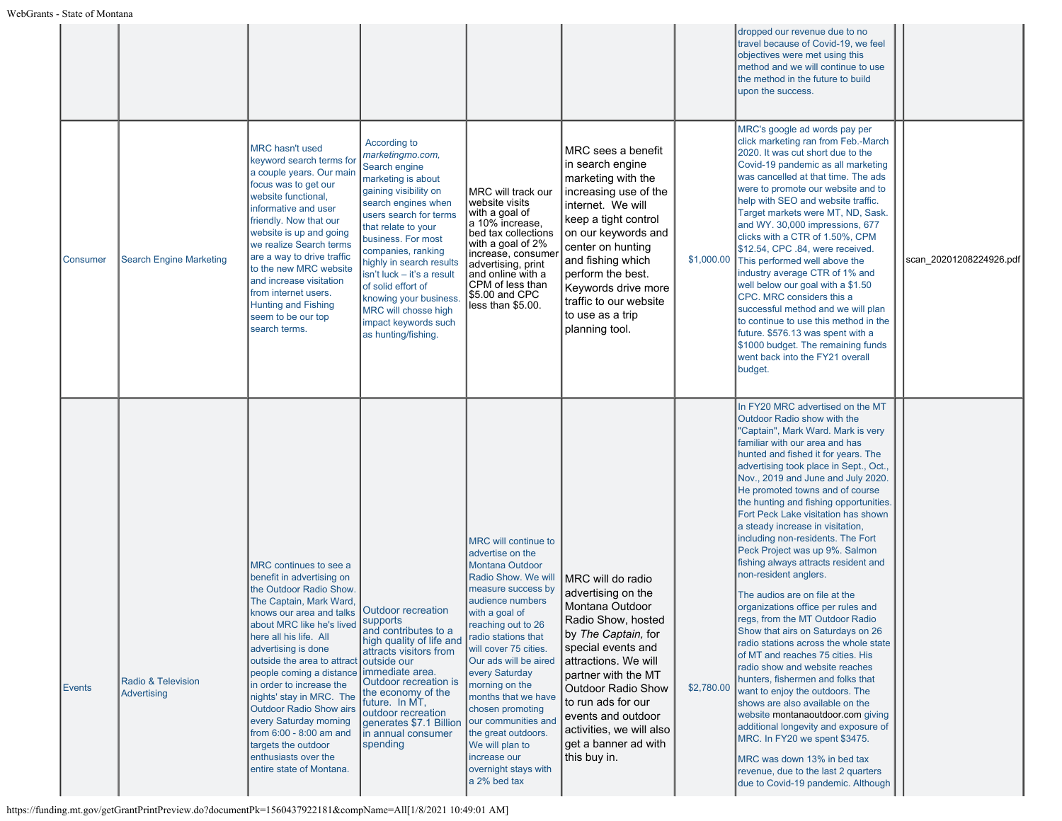| | | | | | | | | | |
|---|---|---|---|---|---|---|---|---|---|
| | | | | | | | dropped our revenue due to no travel because of Covid-19, we feel objectives were met using this method and we will continue to use the method in the future to build upon the success. | | |
| Consumer | Search Engine Marketing | MRC hasn't used keyword search terms for a couple years. Our main focus was to get our website functional, informative and user friendly. Now that our website is up and going we realize Search terms are a way to drive traffic to the new MRC website and increase visitation from internet users. Hunting and Fishing seem to be our top search terms. | According to *marketingmo.com,* Search engine marketing is about gaining visibility on search engines when users search for terms that relate to your business. For most companies, ranking highly in search results isn't luck – it's a result of solid effort of knowing your business. MRC will chose high impact keywords such as hunting/fishing. | MRC will track our website visits with a goal of a 10% increase, bed tax collections with a goal of 2% increase, consumer advertising, print and online with a CPM of less than $5.00 and CPC less than $5.00. | MRC sees a benefit in search engine marketing with the increasing use of the internet. We will keep a tight control on our keywords and center on hunting and fishing which perform the best. Keywords drive more traffic to our website to use as a trip planning tool. | $1,000.00 | MRC's google ad words pay per click marketing ran from Feb.-March 2020. It was cut short due to the Covid-19 pandemic as all marketing was cancelled at that time. The ads were to promote our website and to help with SEO and website traffic. Target markets were MT, ND, Sask. and WY. 30,000 impressions, 677 clicks with a CTR of 1.50%, CPM $12.54, CPC .84, were received. This performed well above the industry average CTR of 1% and well below our goal with a $1.50 CPC. MRC considers this a successful method and we will plan to continue to use this method in the future. $576.13 was spent with a $1000 budget. The remaining funds went back into the FY21 overall budget. | | scan_20201208224926.pdf |
| Events | Radio & Television Advertising | MRC continues to see a benefit in advertising on the Outdoor Radio Show. The Captain, Mark Ward, knows our area and talks about MRC like he's lived here all his life. All advertising is done outside the area to attract people coming a distance in order to increase the nights' stay in MRC. The Outdoor Radio Show airs every Saturday morning from 6:00 - 8:00 am and targets the outdoor enthusiasts over the entire state of Montana. | Outdoor recreation supports and contributes to a high quality of life and attracts visitors from outside our immediate area. Outdoor recreation is the economy of the future. In MT, outdoor recreation generates $7.1 Billion in annual consumer spending | MRC will continue to advertise on the Montana Outdoor Radio Show. We will measure success by audience numbers with a goal of reaching out to 26 radio stations that will cover 75 cities. Our ads will be aired every Saturday morning on the months that we have chosen promoting our communities and the great outdoors. We will plan to increase our overnight stays with a 2% bed tax | MRC will do radio advertising on the Montana Outdoor Radio Show, hosted by *The Captain,* for special events and attractions. We will partner with the MT Outdoor Radio Show to run ads for our events and outdoor activities, we will also get a banner ad with this buy in. | $2,780.00 | In FY20 MRC advertised on the MT Outdoor Radio show with the "Captain", Mark Ward. Mark is very familiar with our area and has hunted and fished it for years. The advertising took place in Sept., Oct., Nov., 2019 and June and July 2020. He promoted towns and of course the hunting and fishing opportunities. Fort Peck Lake visitation has shown a steady increase in visitation, including non-residents. The Fort Peck Project was up 9%. Salmon fishing always attracts resident and non-resident anglers.<br><br>The audios are on file at the organizations office per rules and regs, from the MT Outdoor Radio Show that airs on Saturdays on 26 radio stations across the whole state of MT and reaches 75 cities. His radio show and website reaches hunters, fishermen and folks that want to enjoy the outdoors. The shows are also available on the website montanaoutdoor.com giving additional longevity and exposure of MRC. In FY20 we spent $3475.<br><br>MRC was down 13% in bed tax revenue, due to the last 2 quarters due to Covid-19 pandemic. Although | | |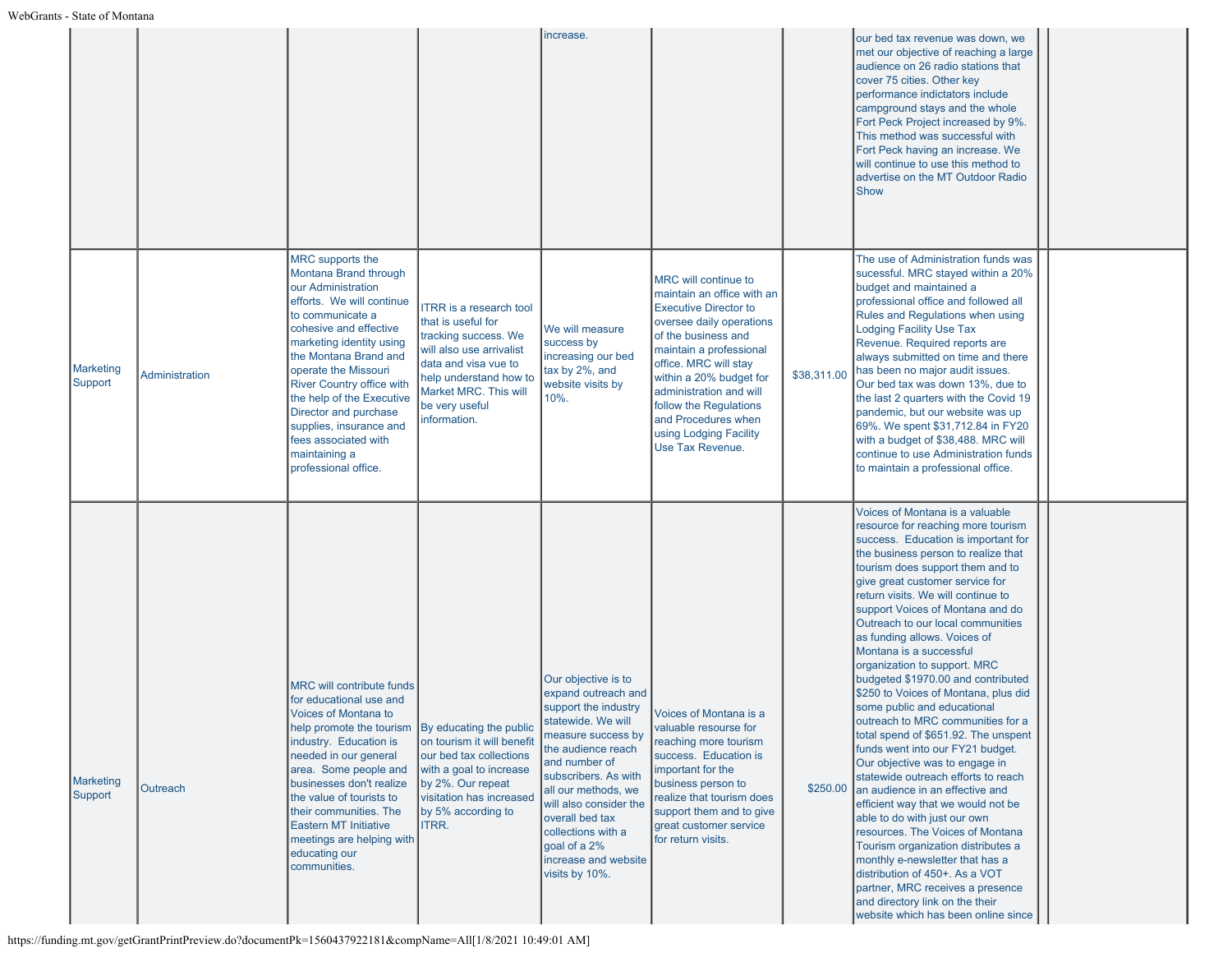| | | | | | | | | | |
|---|---|---|---|---|---|---|---|---|---|
| | | | | increase. | | | our bed tax revenue was down, we met our objective of reaching a large audience on 26 radio stations that cover 75 cities. Other key performance indictators include campground stays and the whole Fort Peck Project increased by 9%. This method was successful with Fort Peck having an increase. We will continue to use this method to advertise on the MT Outdoor Radio Show | | |
| Marketing Support | Administration | MRC supports the Montana Brand through our Administration efforts. We will continue to communicate a cohesive and effective marketing identity using the Montana Brand and operate the Missouri River Country office with the help of the Executive Director and purchase supplies, insurance and fees associated with maintaining a professional office. | ITRR is a research tool that is useful for tracking success. We will also use arrivalist data and visa vue to help understand how to Market MRC. This will be very useful information. | We will measure success by increasing our bed tax by 2%, and website visits by 10%. | MRC will continue to maintain an office with an Executive Director to oversee daily operations of the business and maintain a professional office. MRC will stay within a 20% budget for administration and will follow the Regulations and Procedures when using Lodging Facility Use Tax Revenue. | $38,311.00 | The use of Administration funds was sucessful. MRC stayed within a 20% budget and maintained a professional office and followed all Rules and Regulations when using Lodging Facility Use Tax Revenue. Required reports are always submitted on time and there has been no major audit issues. Our bed tax was down 13%, due to the last 2 quarters with the Covid 19 pandemic, but our website was up 69%. We spent $31,712.84 in FY20 with a budget of $38,488. MRC will continue to use Administration funds to maintain a professional office. | | |
| Marketing Support | Outreach | MRC will contribute funds for educational use and Voices of Montana to help promote the tourism industry. Education is needed in our general area. Some people and businesses don't realize the value of tourists to their communities. The Eastern MT Initiative meetings are helping with educating our communities. | By educating the public on tourism it will benefit our bed tax collections with a goal to increase by 2%. Our repeat visitation has increased by 5% according to ITRR. | Our objective is to expand outreach and support the industry statewide. We will measure success by the audience reach and number of subscribers. As with all our methods, we will also consider the overall bed tax collections with a goal of a 2% increase and website visits by 10%. | Voices of Montana is a valuable resourse for reaching more tourism success. Education is important for the business person to realize that tourism does support them and to give great customer service for return visits. | $250.00 | Voices of Montana is a valuable resource for reaching more tourism success. Education is important for the business person to realize that tourism does support them and to give great customer service for return visits. We will continue to support Voices of Montana and do Outreach to our local communities as funding allows. Voices of Montana is a successful organization to support. MRC budgeted $1970.00 and contributed $250 to Voices of Montana, plus did some public and educational outreach to MRC communities for a total spend of $651.92. The unspent funds went into our FY21 budget. Our objective was to engage in statewide outreach efforts to reach an audience in an effective and efficient way that we would not be able to do with just our own resources. The Voices of Montana Tourism organization distributes a monthly e-newsletter that has a distribution of 450+. As a VOT partner, MRC receives a presence and directory link on the their website which has been online since | | |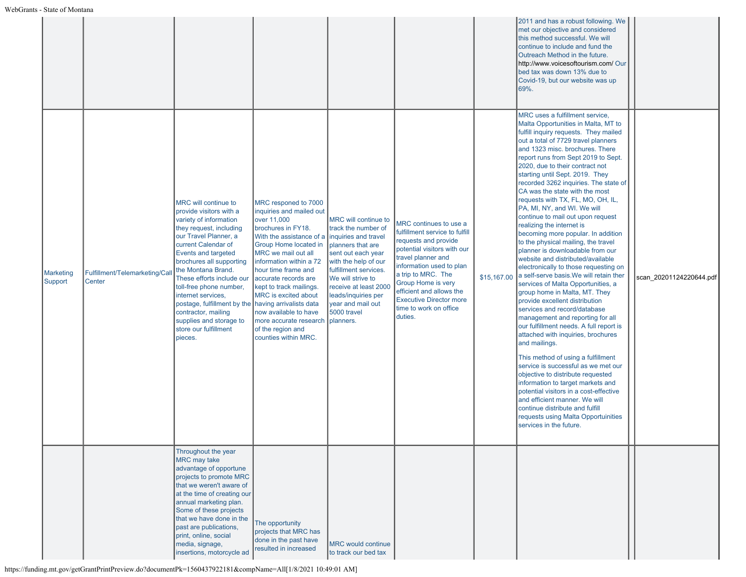| | | | | | | | | | |
|---|---|---|---|---|---|---|---|---|---|
| | | | | | | | 2011 and has a robust following. We met our objective and considered this method successful. We will continue to include and fund the Outreach Method in the future. http://www.voicesoftourism.com/ Our bed tax was down 13% due to Covid-19, but our website was up 69%. | | |
| Marketing Support | Fulfillment/Telemarketing/Call Center | MRC will continue to provide visitors with a variety of information they request, including our Travel Planner, a current Calendar of Events and targeted brochures all supporting the Montana Brand. These efforts include our toll-free phone number, internet services, postage, fulfillment by the contractor, mailing supplies and storage to store our fulfillment pieces. | MRC responed to 7000 inquiries and mailed out over 11,000 brochures in FY18. With the assistance of a Group Home located in MRC we mail out all information within a 72 hour time frame and accurate records are kept to track mailings. MRC is excited about having arrivalists data now available to have more accurate research of the region and counties within MRC. | MRC will continue to track the number of inquiries and travel planners that are sent out each year with the help of our fulfillment services. We will strive to receive at least 2000 leads/inquiries per year and mail out 5000 travel planners. | MRC continues to use a fulfillment service to fulfill requests and provide potential visitors with our travel planner and information used to plan a trip to MRC. The Group Home is very efficient and allows the Executive Director more time to work on office duties. | $15,167.00 | MRC uses a fulfillment service, Malta Opportunities in Malta, MT to fulfill inquiry requests. They mailed out a total of 7729 travel planners and 1323 misc. brochures. There report runs from Sept 2019 to Sept. 2020, due to their contract not starting until Sept. 2019. They recorded 3262 inquiries. The state of CA was the state with the most requests with TX, FL, MO, OH, IL, PA, MI, NY, and WI. We will continue to mail out upon request realizing the internet is becoming more popular. In addition to the physical mailing, the travel planner is downloadable from our website and distributed/available electronically to those requesting on a self-serve basis.We will retain their services of Malta Opportunities, a group home in Malta, MT. They provide excellent distribution services and record/database management and reporting for all our fulfillment needs. A full report is attached with inquiries, brochures and mailings.<br><br>This method of using a fulfillment service is successful as we met our objective to distribute requested information to target markets and potential visitors in a cost-effective and efficient manner. We will continue distribute and fulfill requests using Malta Opportuinities services in the future. | | scan_20201124220644.pdf |
| | | Throughout the year MRC may take advantage of opportune projects to promote MRC that we weren't aware of at the time of creating our annual marketing plan. Some of these projects that we have done in the past are publications, print, online, social media, signage, insertions, motorcycle ad | The opportunity projects that MRC has done in the past have resulted in increased | MRC would continue to track our bed tax | | | | | |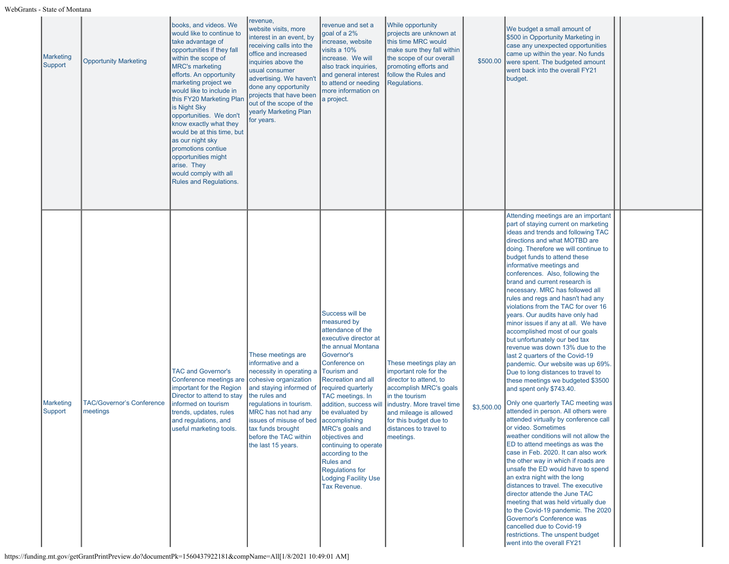| | | | | | | | | | |
|---|---|---|---|---|---|---|---|---|---|
| Marketing Support | Opportunity Marketing | books, and videos. We would like to continue to take advantage of opportunities if they fall within the scope of MRC's marketing efforts. An opportunity marketing project we would like to include in this FY20 Marketing Plan is Night Sky opportunities. We don't know exactly what they would be at this time, but as our night sky promotions contiue opportunities might arise. They would comply with all Rules and Regulations. | revenue, website visits, more interest in an event, by receiving calls into the office and increased inquiries above the usual consumer advertising. We haven't done any opportunity projects that have been out of the scope of the yearly Marketing Plan for years. | revenue and set a goal of a 2% increase, website visits a 10% increase. We will also track inquiries, and general interest to attend or needing more information on a project. | While opportunity projects are unknown at this time MRC would make sure they fall within the scope of our overall promoting efforts and follow the Rules and Regulations. | $500.00 | We budget a small amount of $500 in Opportunity Marketing in case any unexpected opportunities came up within the year. No funds were spent. The budgeted amount went back into the overall FY21 budget. | | |
| Marketing Support | TAC/Governor's Conference meetings | TAC and Governor's Conference meetings are important for the Region Director to attend to stay informed on tourism trends, updates, rules and regulations, and useful marketing tools. | These meetings are informative and a necessity in operating a cohesive organization and staying informed of the rules and regulations in tourism. MRC has not had any issues of misuse of bed tax funds brought before the TAC within the last 15 years. | Success will be measured by attendance of the executive director at the annual Montana Governor's Conference on Tourism and Recreation and all required quarterly TAC meetings. In addition, success will be evaluated by accomplishing MRC's goals and objectives and continuing to operate according to the Rules and Regulations for Lodging Facility Use Tax Revenue. | These meetings play an important role for the director to attend, to accomplish MRC's goals in the tourism industry. More travel time and mileage is allowed for this budget due to distances to travel to meetings. | $3,500.00 | Attending meetings are an important part of staying current on marketing ideas and trends and following TAC directions and what MOTBD are doing. Therefore we will continue to budget funds to attend these informative meetings and conferences. Also, following the brand and current research is necessary. MRC has followed all rules and regs and hasn't had any violations from the TAC for over 16 years. Our audits have only had minor issues if any at all. We have accomplished most of our goals but unfortunately our bed tax revenue was down 13% due to the last 2 quarters of the Covid-19 pandemic. Our website was up 69%. Due to long distances to travel to these meetings we budgeted $3500 and spent only $743.40.<br><br>Only one quarterly TAC meeting was attended in person. All others were attended virtually by conference call or video. Sometimes weather conditions will not allow the ED to attend meetings as was the case in Feb. 2020. It can also work the other way in which if roads are unsafe the ED would have to spend an extra night with the long distances to travel. The executive director attende the June TAC meeting that was held virtually due to the Covid-19 pandemic. The 2020 Governor's Conference was cancelled due to Covid-19 restrictions. The unspent budget went into the overall FY21 | | |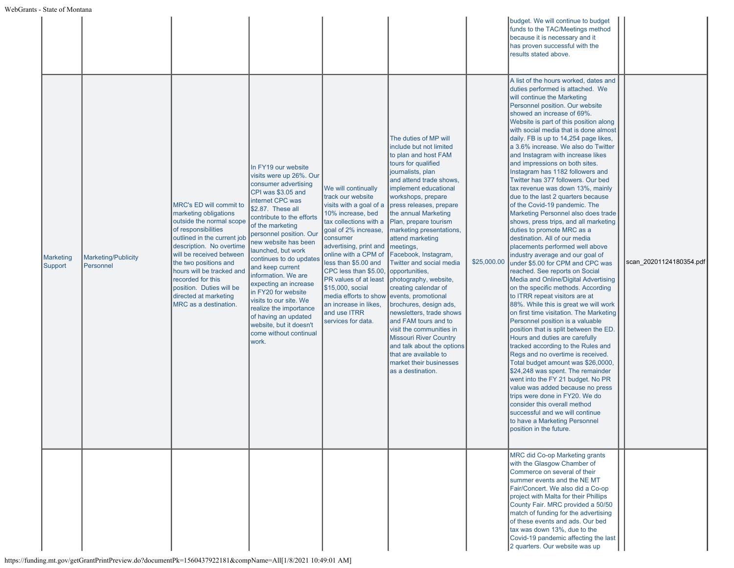| | | | | | | | | |
|---|---|---|---|---|---|---|---|---|
| | | | | | | | budget. We will continue to budget funds to the TAC/Meetings method because it is necessary and it has proven successful with the results stated above. | |
| Marketing Support | Marketing/Publicity Personnel | MRC's ED will commit to marketing obligations outside the normal scope of responsibilities outlined in the current job description. No overtime will be received between the two positions and hours will be tracked and recorded for this position. Duties will be directed at marketing MRC as a destination. | In FY19 our website visits were up 26%. Our consumer advertising CPI was $3.05 and internet CPC was $2.87. These all contribute to the efforts of the marketing personnel position. Our new website has been launched, but work continues to do updates and keep current information. We are expecting an increase in FY20 for website visits to our site. We realize the importance of having an updated website, but it doesn't come without continual work. | We will continually track our website visits with a goal of a 10% increase, bed tax collections with a goal of 2% increase, consumer advertising, print and online with a CPM of less than $5.00 and CPC less than $5.00, PR values of at least $15,000, social media efforts to show an increase in likes, and use ITRR services for data. | The duties of MP will include but not limited to plan and host FAM tours for qualified journalists, plan and attend trade shows, implement educational workshops, prepare press releases, prepare the annual Marketing Plan, prepare tourism marketing presentations, attend marketing meetings, Facebook, Instagram, Twitter and social media opportunities, photography, website, creating calendar of events, promotional brochures, design ads, newsletters, trade shows and FAM tours and to visit the communities in Missouri River Country and talk about the options that are available to market their businesses as a destination. | $25,000.00 | A list of the hours worked, dates and duties performed is attached. We will continue the Marketing Personnel position. Our website showed an increase of 69%. Website is part of this position along with social media that is done almost daily. FB is up to 14,254 page likes, a 3.6% increase. We also do Twitter and Instagram with increase likes and impressions on both sites. Instagram has 1182 followers and Twitter has 377 followers. Our bed tax revenue was down 13%, mainly due to the last 2 quarters because of the Covid-19 pandemic. The Marketing Personnel also does trade shows, press trips, and all marketing duties to promote MRC as a destination. All of our media placements performed well above industry average and our goal of under $5.00 for CPM and CPC was reached. See reports on Social Media and Online/Digital Advertising on the specific methods. According to ITRR repeat visitors are at 88%. While this is great we will work on first time visitation. The Marketing Personnel position is a valuable position that is split between the ED. Hours and duties are carefully tracked according to the Rules and Regs and no overtime is received. Total budget amount was $26,0000, $24,248 was spent. The remainder went into the FY 21 budget. No PR value was added because no press trips were done in FY20. We do consider this overall method successful and we will continue to have a Marketing Personnel position in the future. | scan_20201124180354.pdf |
| | | | | | | | MRC did Co-op Marketing grants with the Glasgow Chamber of Commerce on several of their summer events and the NE MT Fair/Concert. We also did a Co-op project with Malta for their Phillips County Fair. MRC provided a 50/50 match of funding for the advertising of these events and ads. Our bed tax was down 13%, due to the Covid-19 pandemic affecting the last 2 quarters. Our website was up | |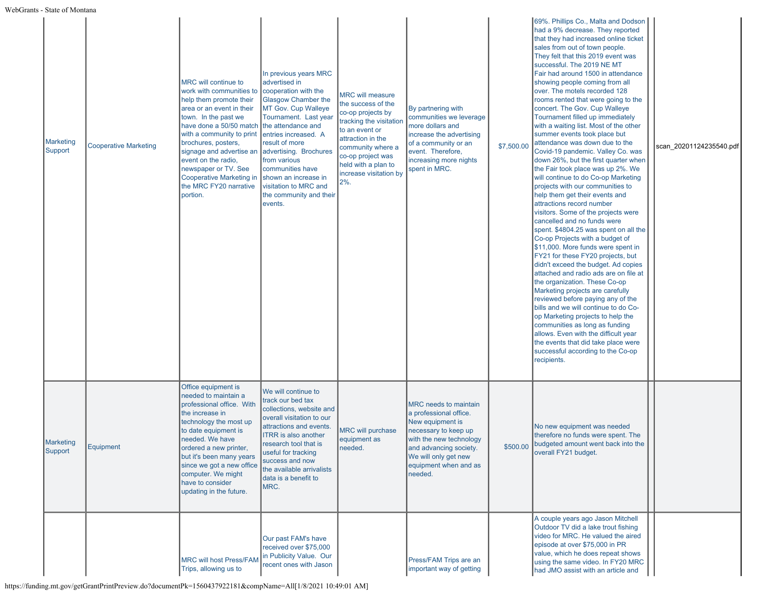| | | | | | | | | | |
|---|---|---|---|---|---|---|---|---|---|
| Marketing Support | Cooperative Marketing | MRC will continue to work with communities to help them promote their area or an event in their town. In the past we have done a 50/50 match with a community to print brochures, posters, signage and advertise an event on the radio, newspaper or TV. See Cooperative Marketing in the MRC FY20 narrative portion. | In previous years MRC advertised in cooperation with the Glasgow Chamber the MT Gov. Cup Walleye Tournament. Last year the attendance and entries increased. A result of more advertising. Brochures from various communities have shown an increase in visitation to MRC and the community and their events. | MRC will measure the success of the co-op projects by tracking the visitation to an event or attraction in the community where a co-op project was held with a plan to increase visitation by 2%. | By partnering with communities we leverage more dollars and increase the advertising of a community or an event. Therefore, increasing more nights spent in MRC. | $7,500.00 | 69%. Phillips Co., Malta and Dodson had a 9% decrease. They reported that they had increased online ticket sales from out of town people. They felt that this 2019 event was successful. The 2019 NE MT Fair had around 1500 in attendance showing people coming from all over. The motels recorded 128 rooms rented that were going to the concert. The Gov. Cup Walleye Tournament filled up immediately with a waiting list. Most of the other summer events took place but attendance was down due to the Covid-19 pandemic. Valley Co. was down 26%, but the first quarter when the Fair took place was up 2%. We will continue to do Co-op Marketing projects with our communities to help them get their events and attractions record number visitors. Some of the projects were cancelled and no funds were spent. $4804.25 was spent on all the Co-op Projects with a budget of $11,000. More funds were spent in FY21 for these FY20 projects, but didn't exceed the budget. Ad copies attached and radio ads are on file at the organization. These Co-op Marketing projects are carefully reviewed before paying any of the bills and we will continue to do Co-op Marketing projects to help the communities as long as funding allows. Even with the difficult year the events that did take place were successful according to the Co-op recipients. | | scan_20201124235540.pdf |
| Marketing Support | Equipment | Office equipment is needed to maintain a professional office. With the increase in technology the most up to date equipment is needed. We have ordered a new printer, but it's been many years since we got a new office computer. We might have to consider updating in the future. | We will continue to track our bed tax collections, website and overall visitation to our attractions and events. ITRR is also another research tool that is useful for tracking success and now the available arrivalists data is a benefit to MRC. | MRC will purchase equipment as needed. | MRC needs to maintain a professional office. New equipment is necessary to keep up with the new technology and advancing society. We will only get new equipment when and as needed. | $500.00 | No new equipment was needed therefore no funds were spent. The budgeted amount went back into the overall FY21 budget. | | |
| | | MRC will host Press/FAM Trips, allowing us to | Our past FAM's have received over $75,000 in Publicity Value. Our recent ones with Jason | | Press/FAM Trips are an important way of getting | | A couple years ago Jason Mitchell Outdoor TV did a lake trout fishing video for MRC. He valued the aired episode at over $75,000 in PR value, which he does repeat shows using the same video. In FY20 MRC had JMO assist with an article and | | |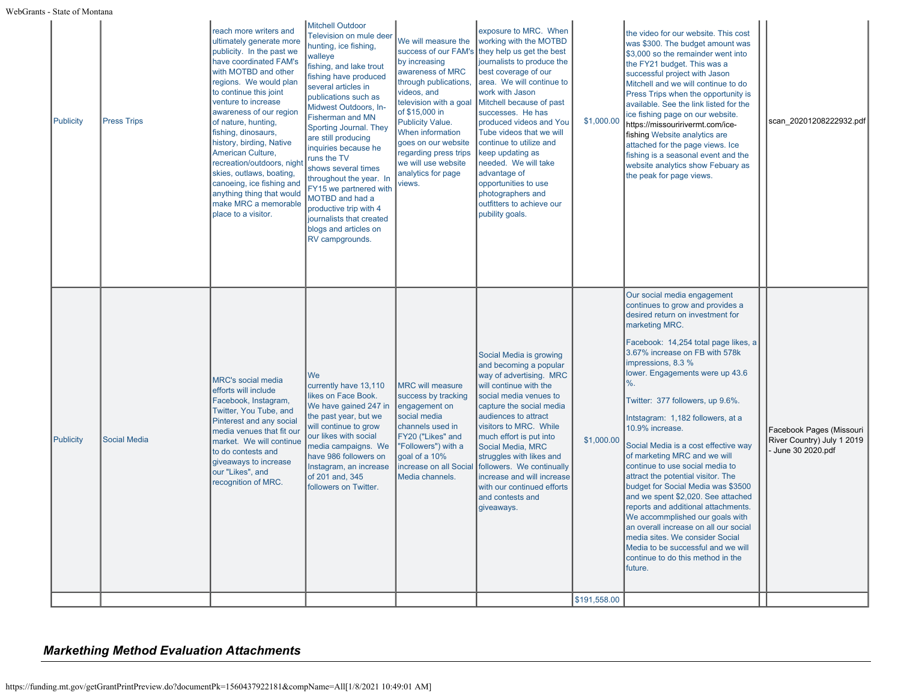| Publicity | Press Trips | reach more writers and ultimately generate more publicity. In the past we have coordinated FAM's with MOTBD and other regions. We would plan to continue this joint venture to increase awareness of our region of nature, hunting, fishing, dinosaurs, history, birding, Native American Culture, recreation/outdoors, night skies, outlaws, boating, canoeing, ice fishing and anything thing that would make MRC a memorable place to a visitor. | Mitchell Outdoor Television on mule deer hunting, ice fishing, walleye fishing, and lake trout fishing have produced several articles in publications such as Midwest Outdoors, In-Fisherman and MN Sporting Journal. They are still producing inquiries because he runs the TV shows several times throughout the year. In FY15 we partnered with MOTBD and had a productive trip with 4 journalists that created blogs and articles on RV campgrounds. | We will measure the success of our FAM's by increasing awareness of MRC through publications, videos, and television with a goal of $15,000 in Publicity Value. When information goes on our website regarding press trips we will use website analytics for page views. | exposure to MRC. When working with the MOTBD they help us get the best journalists to produce the best coverage of our area. We will continue to work with Jason Mitchell because of past successes. He has produced videos and You Tube videos that we will continue to utilize and keep updating as needed. We will take advantage of opportunities to use photographers and outfitters to achieve our pubility goals. | $1,000.00 | the video for our website. This cost was $300. The budget amount was $3,000 so the remainder went into the FY21 budget. This was a successful project with Jason Mitchell and we will continue to do Press Trips when the opportunity is available. See the link listed for the ice fishing page on our website. https://missouririvermt.com/ice-fishing Website analytics are attached for the page views. Ice fishing is a seasonal event and the website analytics show Febuary as the peak for page views. | | scan_20201208222932.pdf |
|---|---|---|---|---|---|---|---|---|---|
| Publicity | Social Media | MRC's social media efforts will include Facebook, Instagram, Twitter, You Tube, and Pinterest and any social media venues that fit our market. We will continue to do contests and giveaways to increase our "Likes", and recognition of MRC. | We currently have 13,110 likes on Face Book. We have gained 247 in the past year, but we will continue to grow our likes with social media campaigns. We have 986 followers on Instagram, an increase of 201 and, 345 followers on Twitter. | MRC will measure success by tracking engagement on social media channels used in FY20 ("Likes" and "Followers") with a goal of a 10% increase on all Social Media channels. | Social Media is growing and becoming a popular way of advertising. MRC will continue with the social media venues to capture the social media audiences to attract visitors to MRC. While much effort is put into Social Media, MRC struggles with likes and followers. We continually increase and will increase with our continued efforts and contests and giveaways. | $1,000.00 | Our social media engagement continues to grow and provides a desired return on investment for marketing MRC.<br><br>Facebook: 14,254 total page likes, a 3.67% increase on FB with 578k impressions, 8.3 % lower. Engagements were up 43.6 %.<br><br>Twitter: 377 followers, up 9.6%.<br><br>Intstagram: 1,182 followers, at a 10.9% increase.<br><br>Social Media is a cost effective way of marketing MRC and we will continue to use social media to attract the potential visitor. The budget for Social Media was $3500 and we spent $2,020. See attached reports and additional attachments. We accommplished our goals with an overall increase on all our social media sites. We consider Social Media to be successful and we will continue to do this method in the future. | | Facebook Pages (Missouri River Country) July 1 2019 - June 30 2020.pdf |
| | | | | | | $191,558.00 | | | |

## *Markething Method Evaluation Attachments*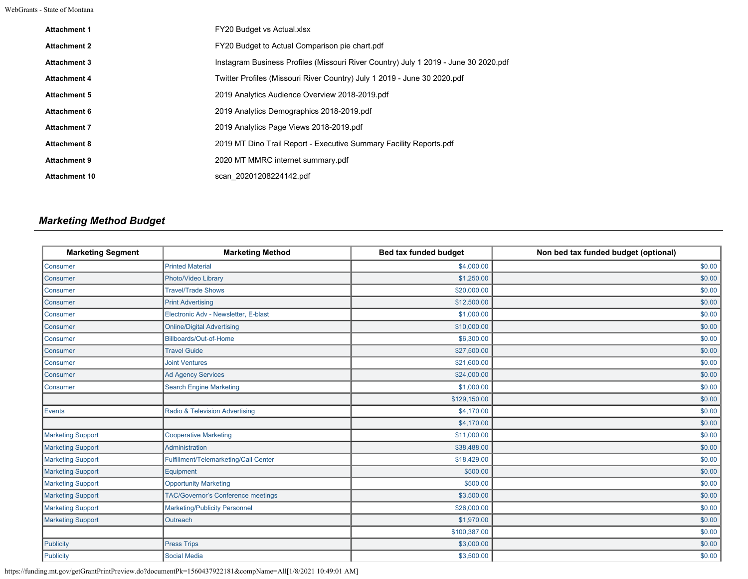| | |
|---|---|
| **Attachment 1** | FY20 Budget vs Actual.xlsx |
| **Attachment 2** | FY20 Budget to Actual Comparison pie chart.pdf |
| **Attachment 3** | Instagram Business Profiles (Missouri River Country) July 1 2019 - June 30 2020.pdf |
| **Attachment 4** | Twitter Profiles (Missouri River Country) July 1 2019 - June 30 2020.pdf |
| **Attachment 5** | 2019 Analytics Audience Overview 2018-2019.pdf |
| **Attachment 6** | 2019 Analytics Demographics 2018-2019.pdf |
| **Attachment 7** | 2019 Analytics Page Views 2018-2019.pdf |
| **Attachment 8** | 2019 MT Dino Trail Report - Executive Summary Facility Reports.pdf |
| **Attachment 9** | 2020 MT MMRC internet summary.pdf |
| **Attachment 10** | scan_20201208224142.pdf |

## *Marketing Method Budget*

| Marketing Segment | Marketing Method | Bed tax funded budget | Non bed tax funded budget (optional) |
|---|---|---|---|
| Consumer | Printed Material | $4,000.00 | $0.00 |
| Consumer | Photo/Video Library | $1,250.00 | $0.00 |
| Consumer | Travel/Trade Shows | $20,000.00 | $0.00 |
| Consumer | Print Advertising | $12,500.00 | $0.00 |
| Consumer | Electronic Adv - Newsletter, E-blast | $1,000.00 | $0.00 |
| Consumer | Online/Digital Advertising | $10,000.00 | $0.00 |
| Consumer | Billboards/Out-of-Home | $6,300.00 | $0.00 |
| Consumer | Travel Guide | $27,500.00 | $0.00 |
| Consumer | Joint Ventures | $21,600.00 | $0.00 |
| Consumer | Ad Agency Services | $24,000.00 | $0.00 |
| Consumer | Search Engine Marketing | $1,000.00 | $0.00 |
| | | $129,150.00 | $0.00 |
| Events | Radio & Television Advertising | $4,170.00 | $0.00 |
| | | $4,170.00 | $0.00 |
| Marketing Support | Cooperative Marketing | $11,000.00 | $0.00 |
| Marketing Support | Administration | $38,488.00 | $0.00 |
| Marketing Support | Fulfillment/Telemarketing/Call Center | $18,429.00 | $0.00 |
| Marketing Support | Equipment | $500.00 | $0.00 |
| Marketing Support | Opportunity Marketing | $500.00 | $0.00 |
| Marketing Support | TAC/Governor's Conference meetings | $3,500.00 | $0.00 |
| Marketing Support | Marketing/Publicity Personnel | $26,000.00 | $0.00 |
| Marketing Support | Outreach | $1,970.00 | $0.00 |
| | | $100,387.00 | $0.00 |
| Publicity | Press Trips | $3,000.00 | $0.00 |
| Publicity | Social Media | $3,500.00 | $0.00 |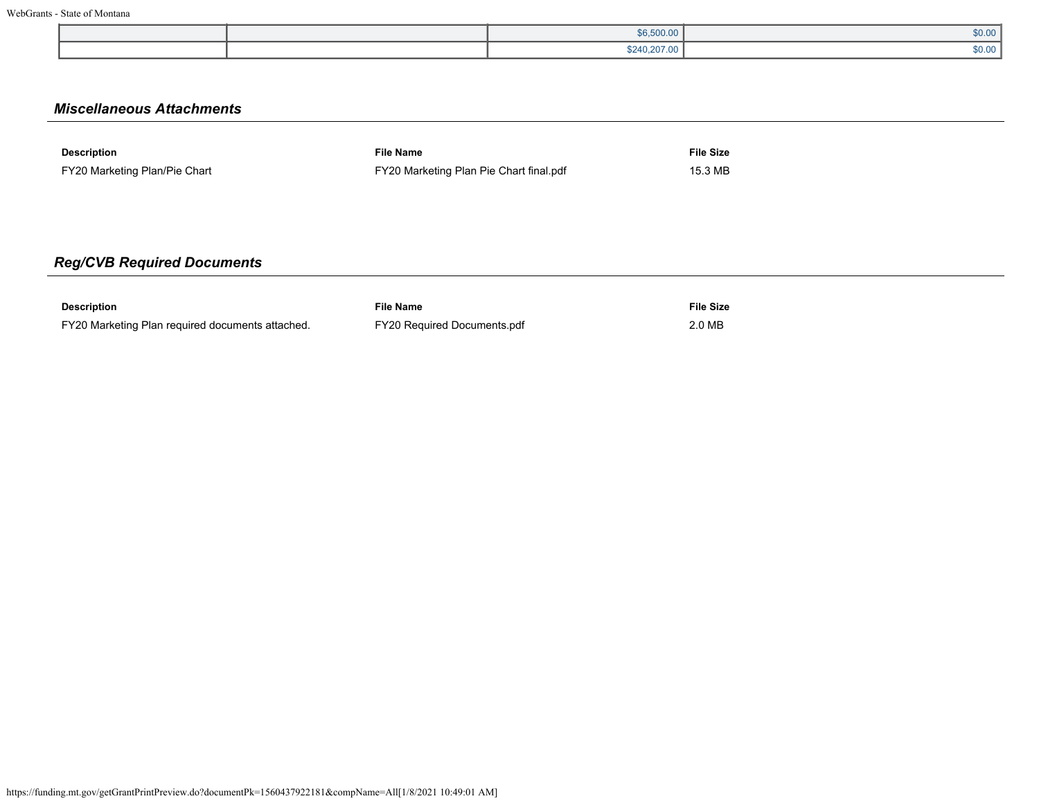| | | | |
|---|---|---|---|
| | | $6,500.00 | $0.00 |
| | | $240,207.00 | $0.00 |

## *Miscellaneous Attachments*

| Description | File Name | File Size |
|---|---|---|
| FY20 Marketing Plan/Pie Chart | FY20 Marketing Plan Pie Chart final.pdf | 15.3 MB |

## *Reg/CVB Required Documents*

| Description | File Name | File Size |
|---|---|---|
| FY20 Marketing Plan required documents attached. | FY20 Required Documents.pdf | 2.0 MB |